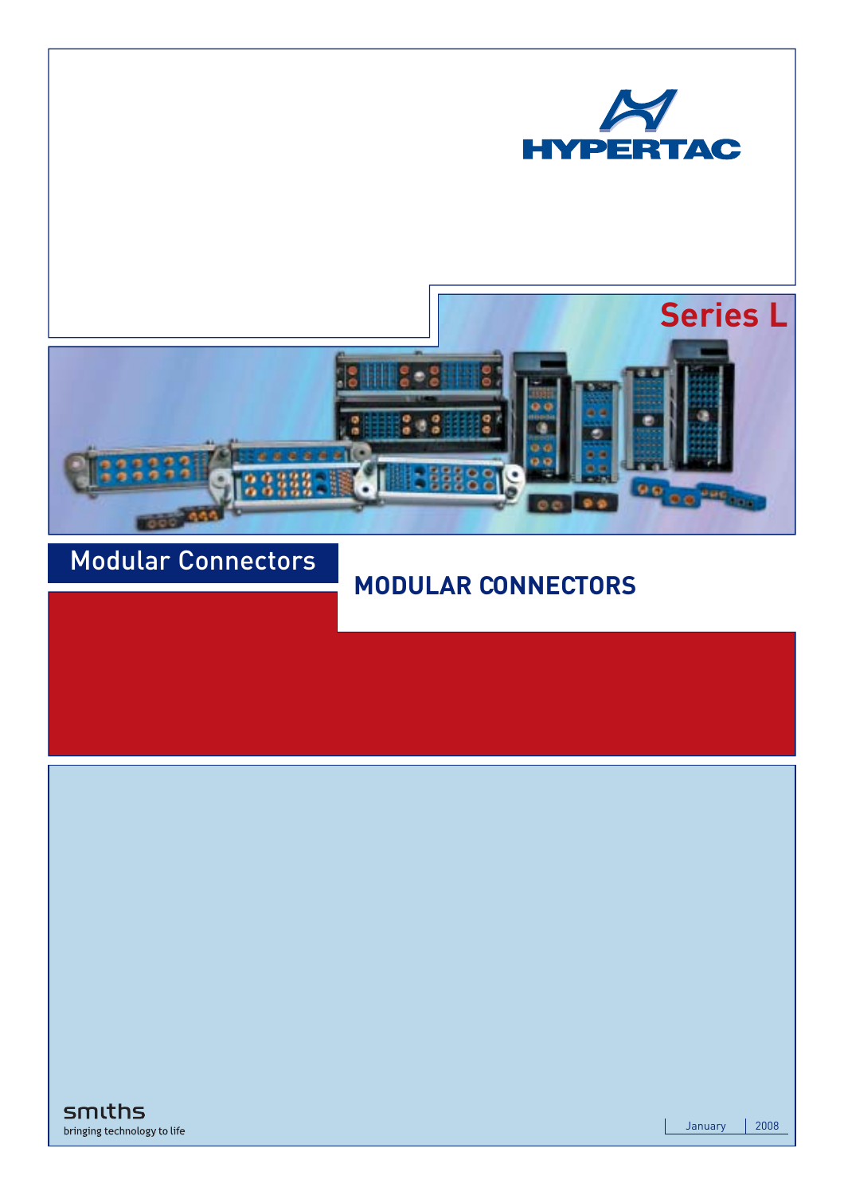HYPERTAC

# Series L

## Modular Connectors

# MODULAR CONNECTORS

smiths
bringing technology to life

January 2008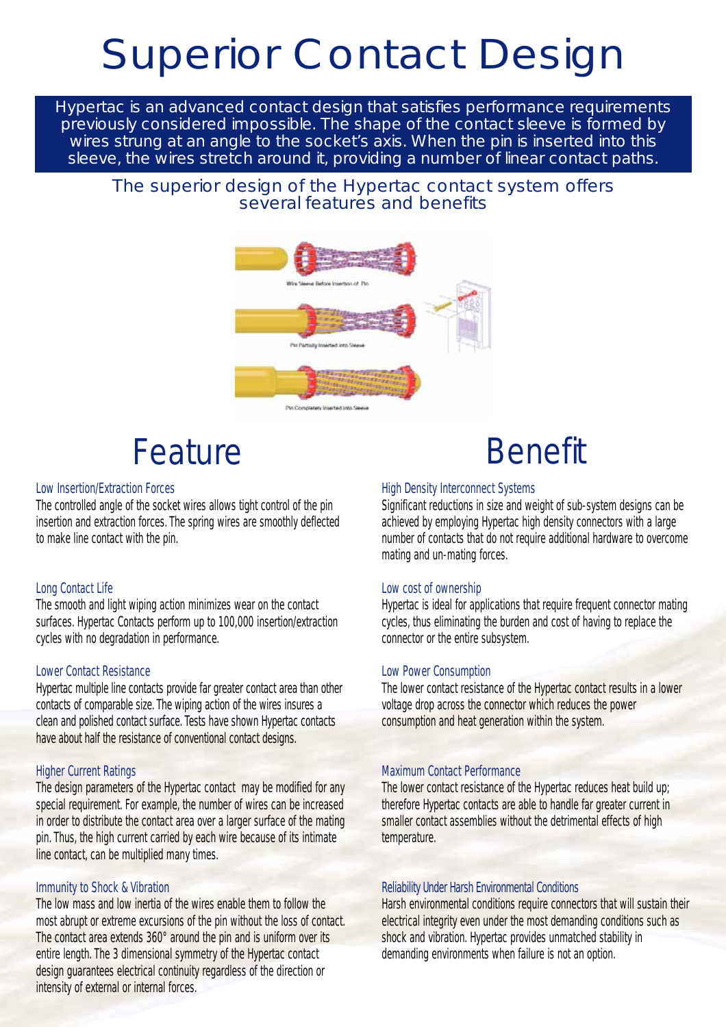# Superior Contact Design

Hypertac is an advanced contact design that satisfies performance requirements previously considered impossible. The shape of the contact sleeve is formed by wires strung at an angle to the socket's axis. When the pin is inserted into this sleeve, the wires stretch around it, providing a number of linear contact paths.

The superior design of the Hypertac contact system offers several features and benefits

Wire Sleeve Before Insertion of Pin

Pin Partially Inserted into Sleeve

Pin Completely Inserted into Sleeve

## Feature

### Low Insertion/Extraction Forces

The controlled angle of the socket wires allows tight control of the pin insertion and extraction forces. The spring wires are smoothly deflected to make line contact with the pin.

### Long Contact Life

The smooth and light wiping action minimizes wear on the contact surfaces. Hypertac Contacts perform up to 100,000 insertion/extraction cycles with no degradation in performance.

### Lower Contact Resistance

Hypertac multiple line contacts provide far greater contact area than other contacts of comparable size. The wiping action of the wires insures a clean and polished contact surface. Tests have shown Hypertac contacts have about half the resistance of conventional contact designs.

### Higher Current Ratings

The design parameters of the Hypertac contact may be modified for any special requirement. For example, the number of wires can be increased in order to distribute the contact area over a larger surface of the mating pin. Thus, the high current carried by each wire because of its intimate line contact, can be multiplied many times.

### Immunity to Shock & Vibration

The low mass and low inertia of the wires enable them to follow the most abrupt or extreme excursions of the pin without the loss of contact. The contact area extends 360° around the pin and is uniform over its entire length. The 3 dimensional symmetry of the Hypertac contact design guarantees electrical continuity regardless of the direction or intensity of external or internal forces.

## Benefit

### High Density Interconnect Systems

Significant reductions in size and weight of sub-system designs can be achieved by employing Hypertac high density connectors with a large number of contacts that do not require additional hardware to overcome mating and un-mating forces.

### Low cost of ownership

Hypertac is ideal for applications that require frequent connector mating cycles, thus eliminating the burden and cost of having to replace the connector or the entire subsystem.

### Low Power Consumption

The lower contact resistance of the Hypertac contact results in a lower voltage drop across the connector which reduces the power consumption and heat generation within the system.

### Maximum Contact Performance

The lower contact resistance of the Hypertac reduces heat build up; therefore Hypertac contacts are able to handle far greater current in smaller contact assemblies without the detrimental effects of high temperature.

### Reliability Under Harsh Environmental Conditions

Harsh environmental conditions require connectors that will sustain their electrical integrity even under the most demanding conditions such as shock and vibration. Hypertac provides unmatched stability in demanding environments when failure is not an option.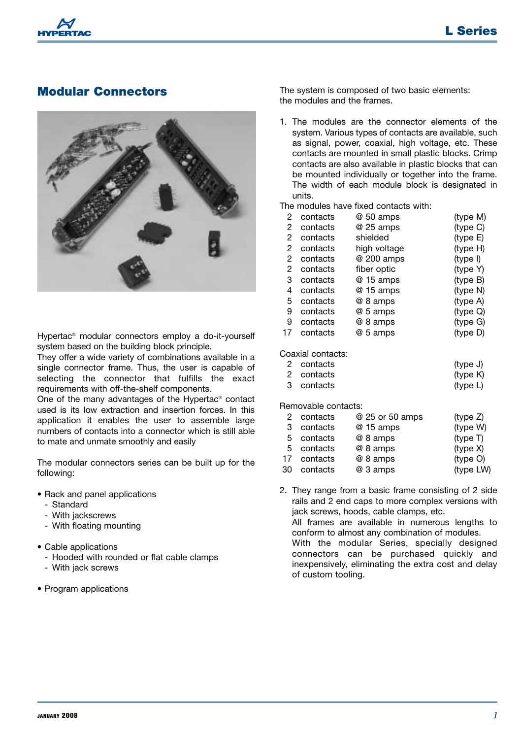## Modular Connectors

Hypertac® modular connectors employ a do-it-yourself system based on the building block principle.
They offer a wide variety of combinations available in a single connector frame. Thus, the user is capable of selecting the connector that fulfills the exact requirements with off-the-shelf components.
One of the many advantages of the Hypertac® contact used is its low extraction and insertion forces. In this application it enables the user to assemble large numbers of contacts into a connector which is still able to mate and unmate smoothly and easily

The modular connectors series can be built up for the following:

- Rack and panel applications
  - Standard
  - With jackscrews
  - With floating mounting
- Cable applications
  - Hooded with rounded or flat cable clamps
  - With jack screws
- Program applications

The system is composed of two basic elements: the modules and the frames.

1. The modules are the connector elements of the system. Various types of contacts are available, such as signal, power, coaxial, high voltage, etc. These contacts are mounted in small plastic blocks. Crimp contacts are also available in plastic blocks that can be mounted individually or together into the frame. The width of each module block is designated in units.

The modules have fixed contacts with:

| | | | |
|---|---|---|---|
| 2 | contacts | @ 50 amps | (type M) |
| 2 | contacts | @ 25 amps | (type C) |
| 2 | contacts | shielded | (type E) |
| 2 | contacts | high voltage | (type H) |
| 2 | contacts | @ 200 amps | (type I) |
| 2 | contacts | fiber optic | (type Y) |
| 3 | contacts | @ 15 amps | (type B) |
| 4 | contacts | @ 15 amps | (type N) |
| 5 | contacts | @ 8 amps | (type A) |
| 9 | contacts | @ 5 amps | (type Q) |
| 9 | contacts | @ 8 amps | (type G) |
| 17 | contacts | @ 5 amps | (type D) |

Coaxial contacts:

| | | |
|---|---|---|
| 2 | contacts | (type J) |
| 2 | contacts | (type K) |
| 3 | contacts | (type L) |

Removable contacts:

| | | | |
|---|---|---|---|
| 2 | contacts | @ 25 or 50 amps | (type Z) |
| 3 | contacts | @ 15 amps | (type W) |
| 5 | contacts | @ 8 amps | (type T) |
| 5 | contacts | @ 8 amps | (type X) |
| 17 | contacts | @ 8 amps | (type O) |
| 30 | contacts | @ 3 amps | (type LW) |

2. They range from a basic frame consisting of 2 side rails and 2 end caps to more complex versions with jack screws, hoods, cable clamps, etc.
   All frames are available in numerous lengths to conform to almost any combination of modules.
   With the modular Series, specially designed connectors can be purchased quickly and inexpensively, eliminating the extra cost and delay of custom tooling.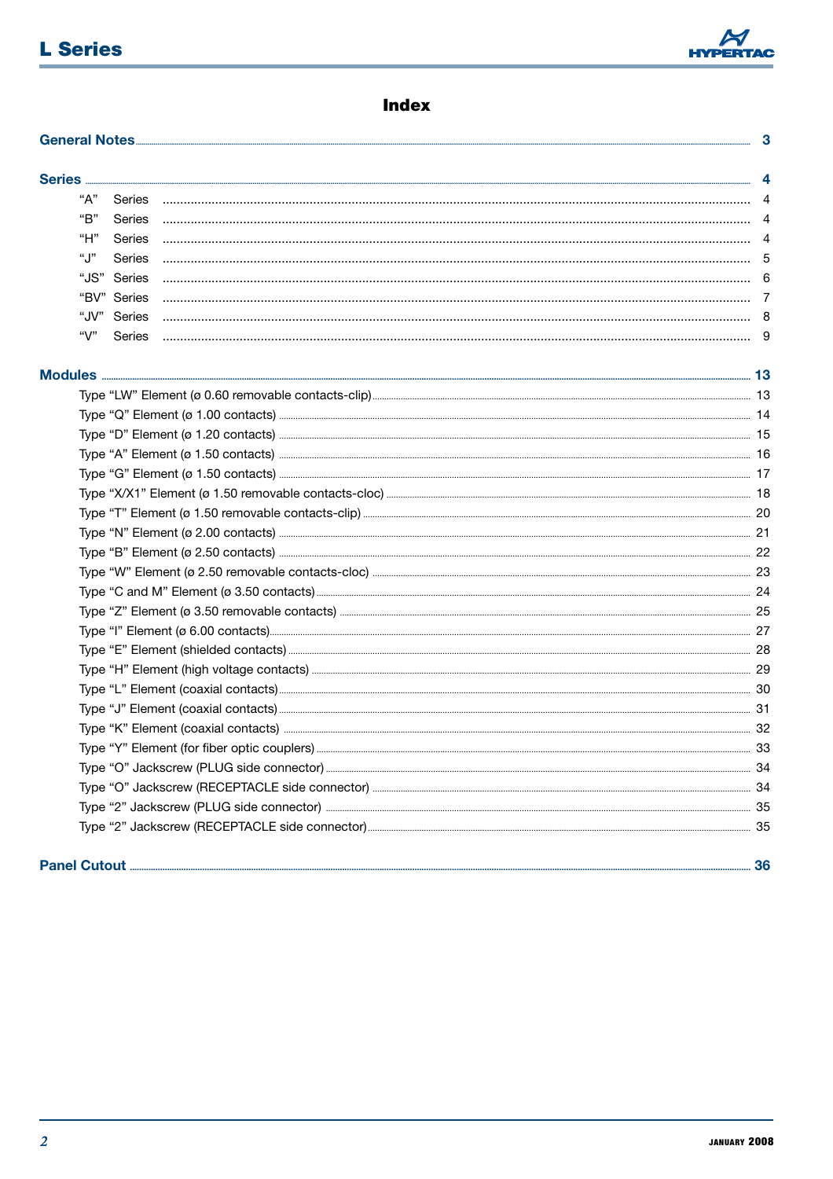# Index

**General Notes** .......... **3**

**Series** .......... **4**

- "A" Series .......... 4
- "B" Series .......... 4
- "H" Series .......... 4
- "J" Series .......... 5
- "JS" Series .......... 6
- "BV" Series .......... 7
- "JV" Series .......... 8
- "V" Series .......... 9

**Modules** .......... **13**

- Type "LW" Element (ø 0.60 removable contacts-clip) .......... 13
- Type "Q" Element (ø 1.00 contacts) .......... 14
- Type "D" Element (ø 1.20 contacts) .......... 15
- Type "A" Element (ø 1.50 contacts) .......... 16
- Type "G" Element (ø 1.50 contacts) .......... 17
- Type "X/X1" Element (ø 1.50 removable contacts-cloc) .......... 18
- Type "T" Element (ø 1.50 removable contacts-clip) .......... 20
- Type "N" Element (ø 2.00 contacts) .......... 21
- Type "B" Element (ø 2.50 contacts) .......... 22
- Type "W" Element (ø 2.50 removable contacts-cloc) .......... 23
- Type "C and M" Element (ø 3.50 contacts) .......... 24
- Type "Z" Element (ø 3.50 removable contacts) .......... 25
- Type "I" Element (ø 6.00 contacts) .......... 27
- Type "E" Element (shielded contacts) .......... 28
- Type "H" Element (high voltage contacts) .......... 29
- Type "L" Element (coaxial contacts) .......... 30
- Type "J" Element (coaxial contacts) .......... 31
- Type "K" Element (coaxial contacts) .......... 32
- Type "Y" Element (for fiber optic couplers) .......... 33
- Type "O" Jackscrew (PLUG side connector) .......... 34
- Type "O" Jackscrew (RECEPTACLE side connector) .......... 34
- Type "2" Jackscrew (PLUG side connector) .......... 35
- Type "2" Jackscrew (RECEPTACLE side connector) .......... 35

**Panel Cutout** .......... **36**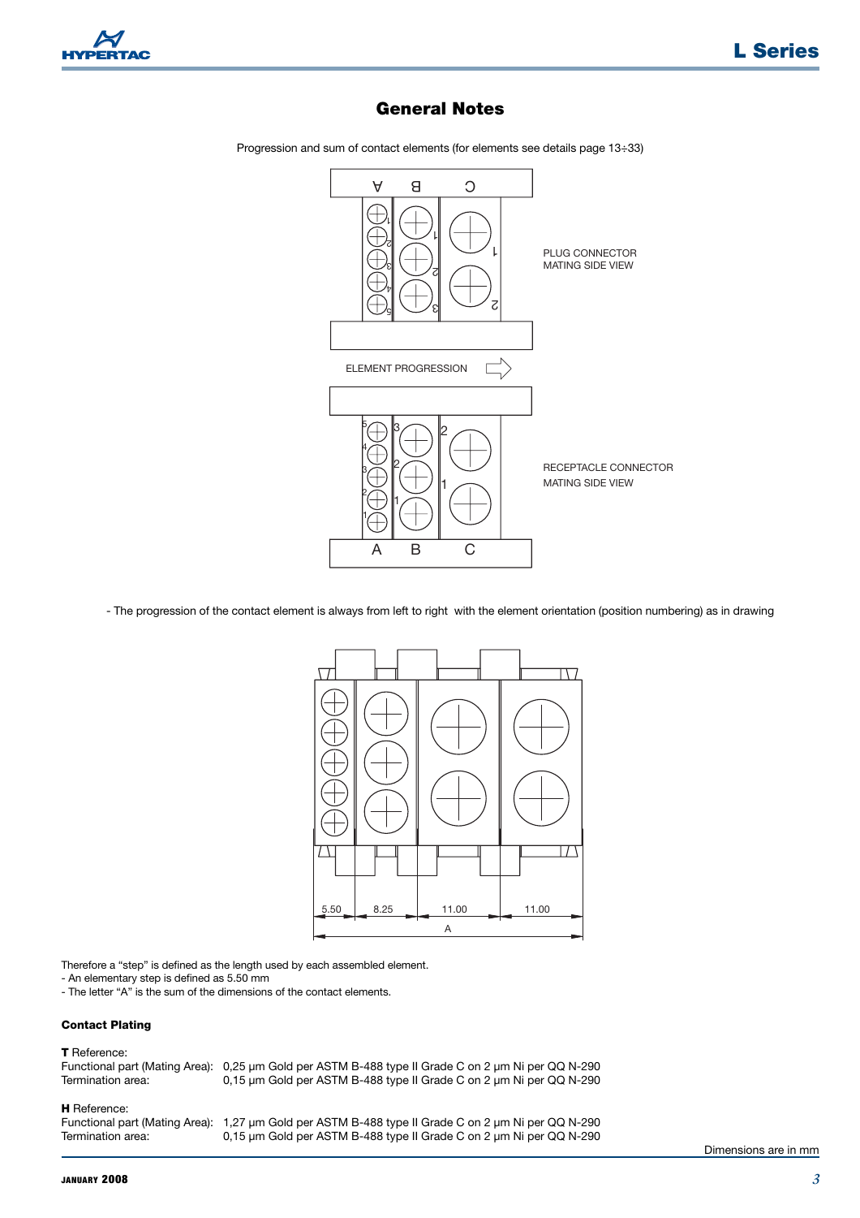# General Notes

Progression and sum of contact elements (for elements see details page 13÷33)

PLUG CONNECTOR
MATING SIDE VIEW

ELEMENT PROGRESSION

RECEPTACLE CONNECTOR
MATING SIDE VIEW

- The progression of the contact element is always from left to right with the element orientation (position numbering) as in drawing

5.50 8.25 11.00 11.00

A

Therefore a "step" is defined as the length used by each assembled element.
- An elementary step is defined as 5.50 mm
- The letter "A" is the sum of the dimensions of the contact elements.

**Contact Plating**

**T** Reference:

Functional part (Mating Area): 0,25 µm Gold per ASTM B-488 type II Grade C on 2 µm Ni per QQ N-290
Termination area: 0,15 µm Gold per ASTM B-488 type II Grade C on 2 µm Ni per QQ N-290

**H** Reference:

Functional part (Mating Area): 1,27 µm Gold per ASTM B-488 type II Grade C on 2 µm Ni per QQ N-290
Termination area: 0,15 µm Gold per ASTM B-488 type II Grade C on 2 µm Ni per QQ N-290

Dimensions are in mm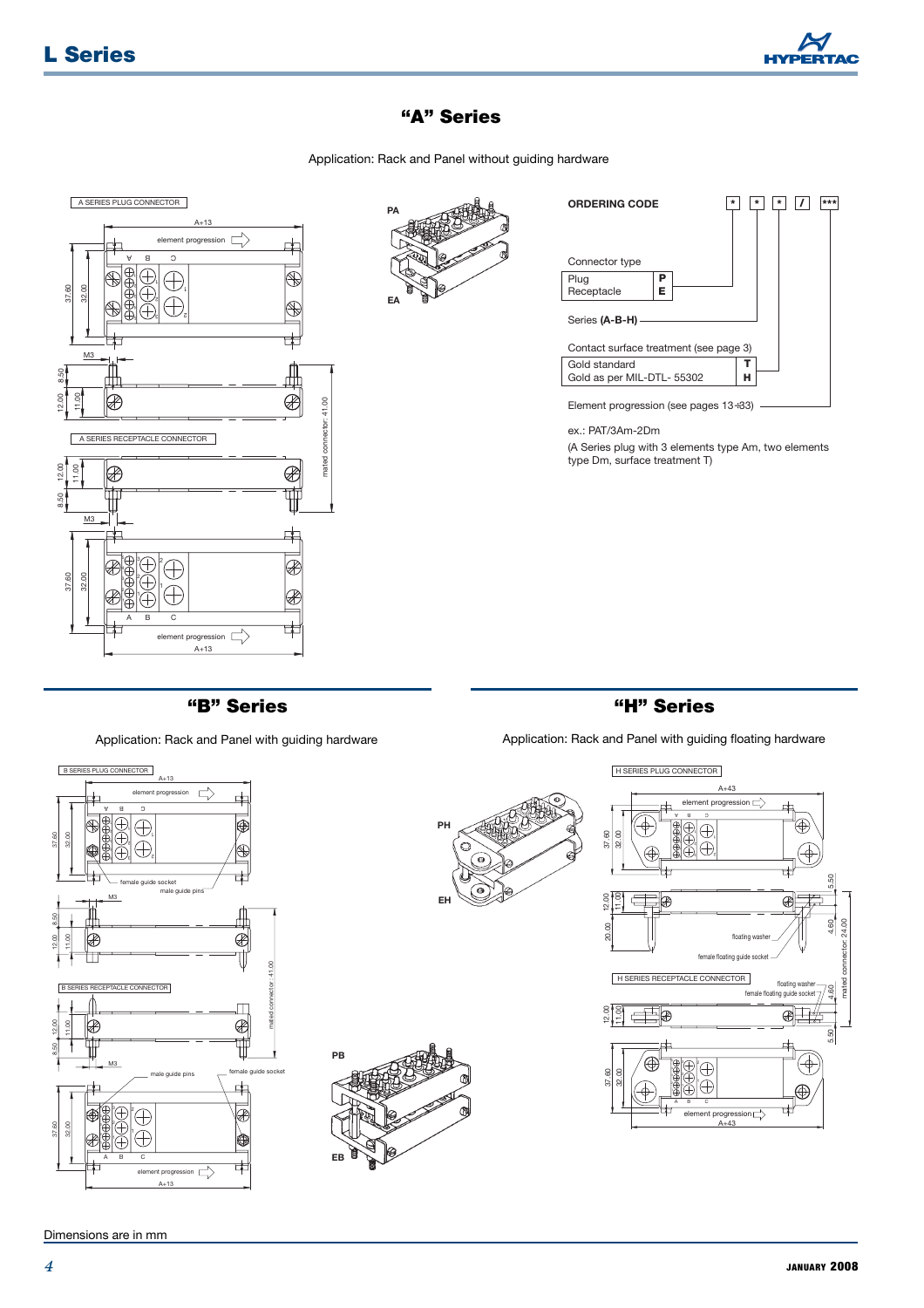## "A" Series

Application: Rack and Panel without guiding hardware

**ORDERING CODE** * * * / ***

Connector type

| | |
|---|---|
| Plug | **P** |
| Receptacle | **E** |

Series **(A-B-H)**

Contact surface treatment (see page 3)

| | |
|---|---|
| Gold standard | **T** |
| Gold as per MIL-DTL- 55302 | **H** |

Element progression (see pages 13÷33)

ex.: PAT/3Am-2Dm

(A Series plug with 3 elements type Am, two elements type Dm, surface treatment T)

## "B" Series

Application: Rack and Panel with guiding hardware

## "H" Series

Application: Rack and Panel with guiding floating hardware

Dimensions are in mm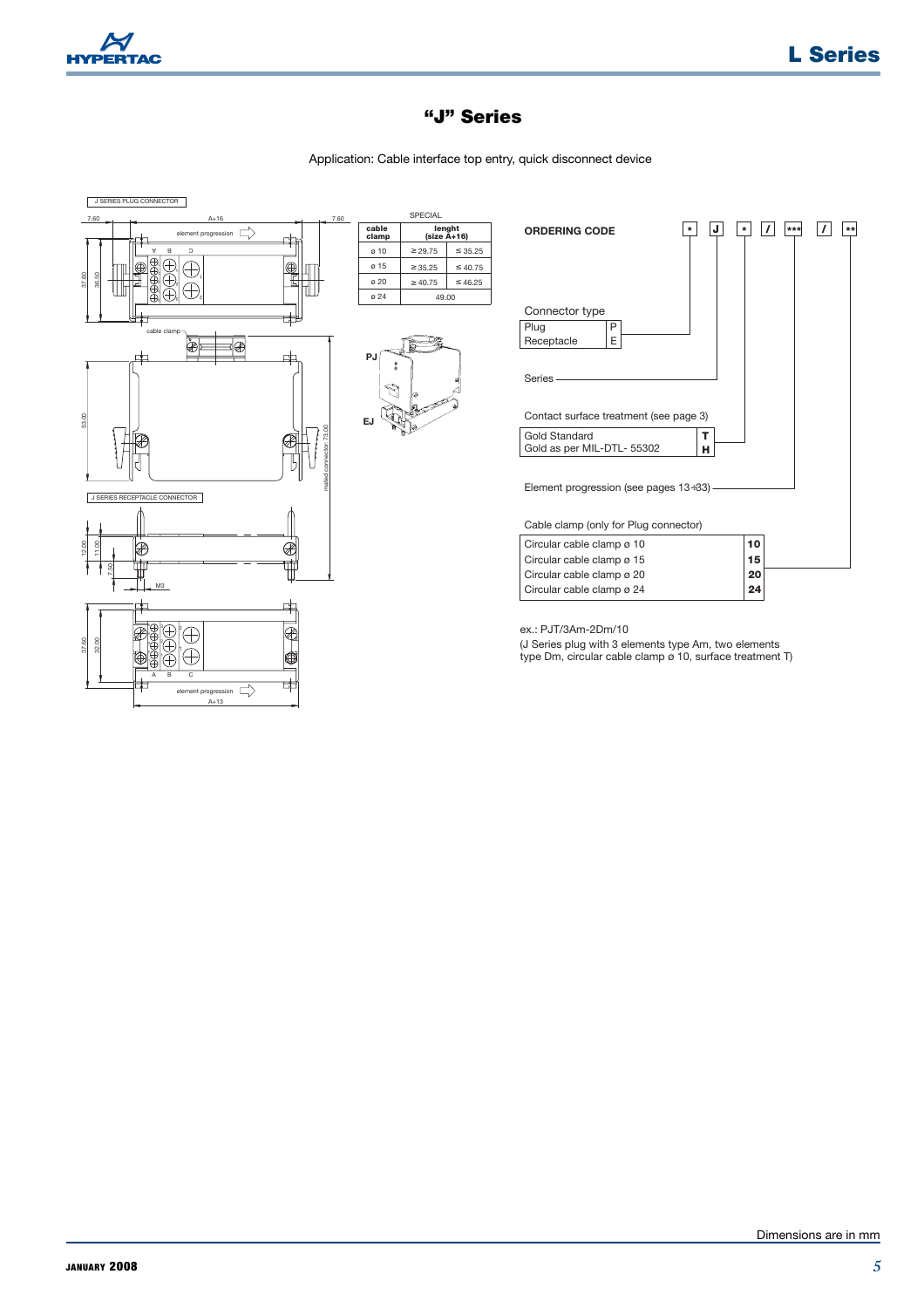# "J" Series

Application: Cable interface top entry, quick disconnect device

J SERIES PLUG CONNECTOR

J SERIES RECEPTACLE CONNECTOR

SPECIAL

| cable clamp | lenght (size A+16) | |
|---|---|---|
| ø 10 | ≥ 29.75 | ≤ 35.25 |
| ø 15 | ≥ 35.25 | ≤ 40.75 |
| ø 20 | ≥ 40.75 | ≤ 46.25 |
| ø 24 | 49.00 | |

PJ

EJ

## ORDERING CODE

\* J \* / \*\*\* / \*\*

Connector type

| | |
|---|---|
| Plug | P |
| Receptacle | E |

Series

Contact surface treatment (see page 3)

| | |
|---|---|
| Gold Standard | T |
| Gold as per MIL-DTL- 55302 | H |

Element progression (see pages 13÷33)

Cable clamp (only for Plug connector)

| | |
|---|---|
| Circular cable clamp ø 10 | 10 |
| Circular cable clamp ø 15 | 15 |
| Circular cable clamp ø 20 | 20 |
| Circular cable clamp ø 24 | 24 |

ex.: PJT/3Am-2Dm/10

(J Series plug with 3 elements type Am, two elements type Dm, circular cable clamp ø 10, surface treatment T)

Dimensions are in mm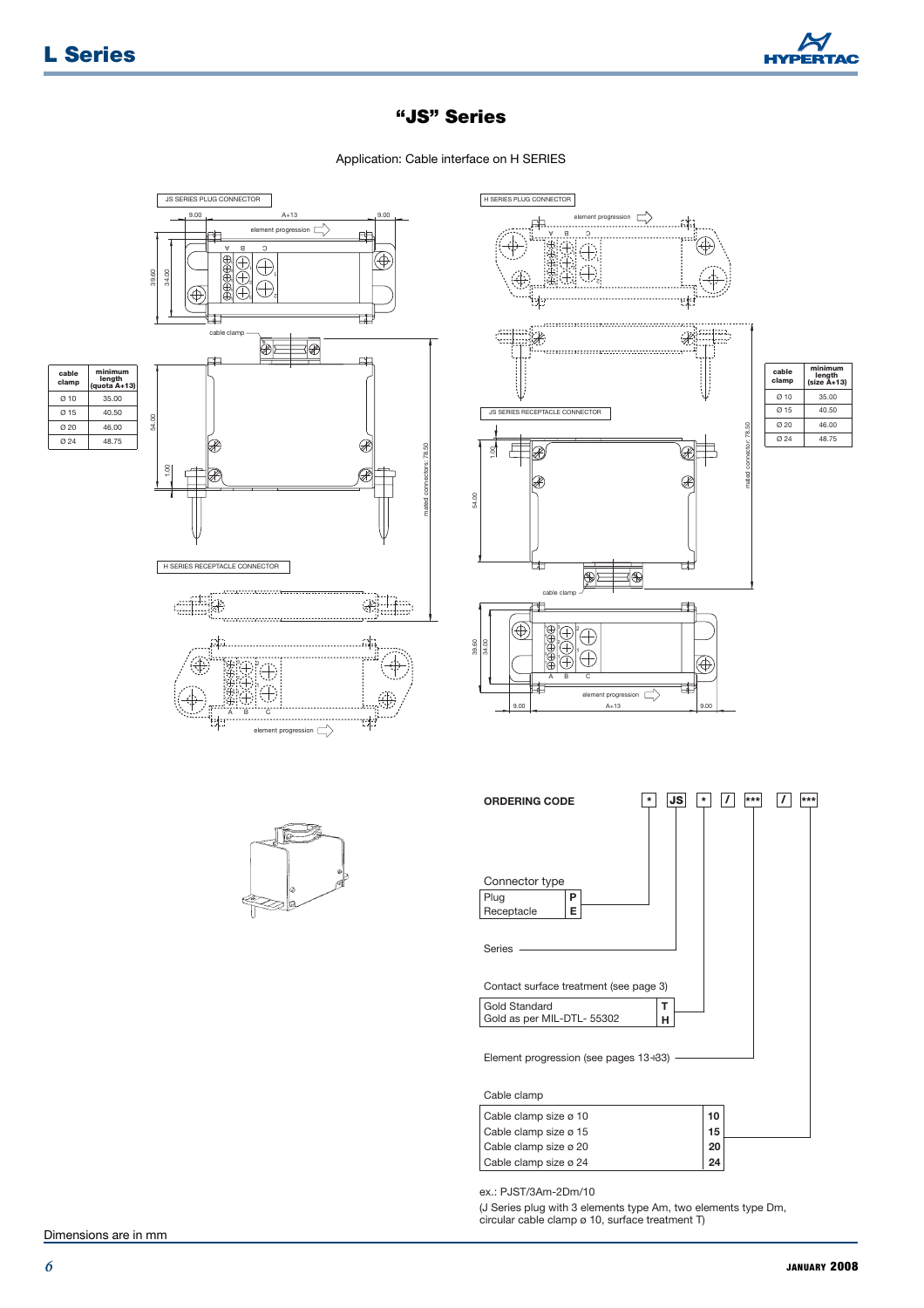# "JS" Series

Application: Cable interface on H SERIES

JS SERIES PLUG CONNECTOR

H SERIES RECEPTACLE CONNECTOR

H SERIES PLUG CONNECTOR

JS SERIES RECEPTACLE CONNECTOR

| cable clamp | minimum length (quota A+13) |
|---|---|
| Ø 10 | 35.00 |
| Ø 15 | 40.50 |
| Ø 20 | 46.00 |
| Ø 24 | 48.75 |

| cable clamp | minimum length (size A+13) |
|---|---|
| Ø 10 | 35.00 |
| Ø 15 | 40.50 |
| Ø 20 | 46.00 |
| Ø 24 | 48.75 |

## ORDERING CODE

\* JS \* / \*\*\* / \*\*\*

Connector type

| | |
|---|---|
| Plug | P |
| Receptacle | E |

Series

Contact surface treatment (see page 3)

| | |
|---|---|
| Gold Standard | T |
| Gold as per MIL-DTL- 55302 | H |

Element progression (see pages 13÷33)

Cable clamp

| | |
|---|---|
| Cable clamp size ø 10 | 10 |
| Cable clamp size ø 15 | 15 |
| Cable clamp size ø 20 | 20 |
| Cable clamp size ø 24 | 24 |

ex.: PJST/3Am-2Dm/10

(J Series plug with 3 elements type Am, two elements type Dm, circular cable clamp ø 10, surface treatment T)

Dimensions are in mm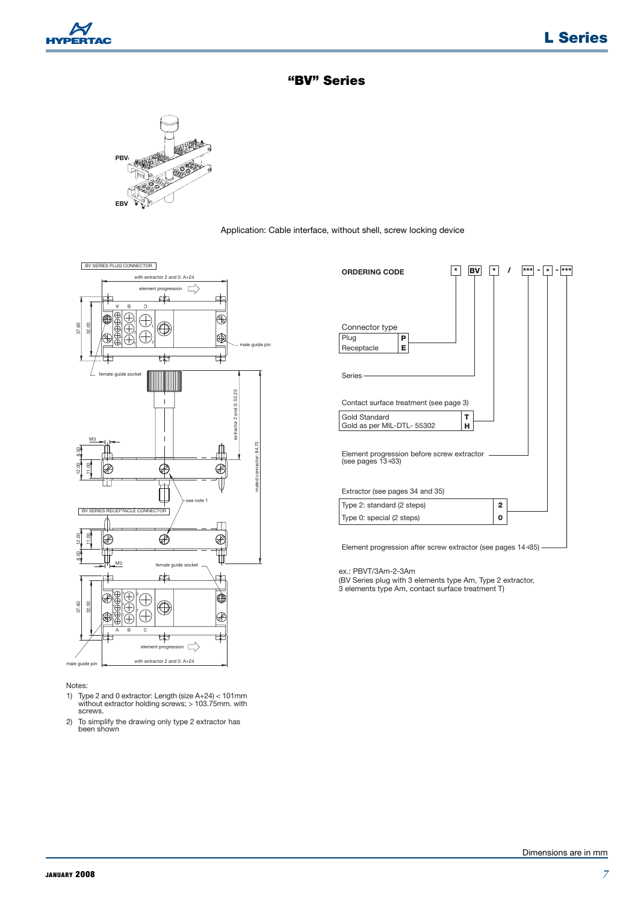# "BV" Series

Application: Cable interface, without shell, screw locking device

**ORDERING CODE** * BV * / *** - * - ***

Connector type

| | |
|---|---|
| Plug | P |
| Receptacle | E |

Series

Contact surface treatment (see page 3)

| | |
|---|---|
| Gold Standard | T |
| Gold as per MIL-DTL- 55302 | H |

Element progression before screw extractor (see pages 13÷33)

Extractor (see pages 34 and 35)

| | |
|---|---|
| Type 2: standard (2 steps) | 2 |
| Type 0: special (2 steps) | 0 |

Element progression after screw extractor (see pages 14÷35)

ex.: PBVT/3Am-2-3Am
(BV Series plug with 3 elements type Am, Type 2 extractor, 3 elements type Am, contact surface treatment T)

Notes:

1) Type 2 and 0 extractor: Length (size A+24) < 101mm without extractor holding screws; > 103.75mm. with screws.
2) To simplify the drawing only type 2 extractor has been shown

Dimensions are in mm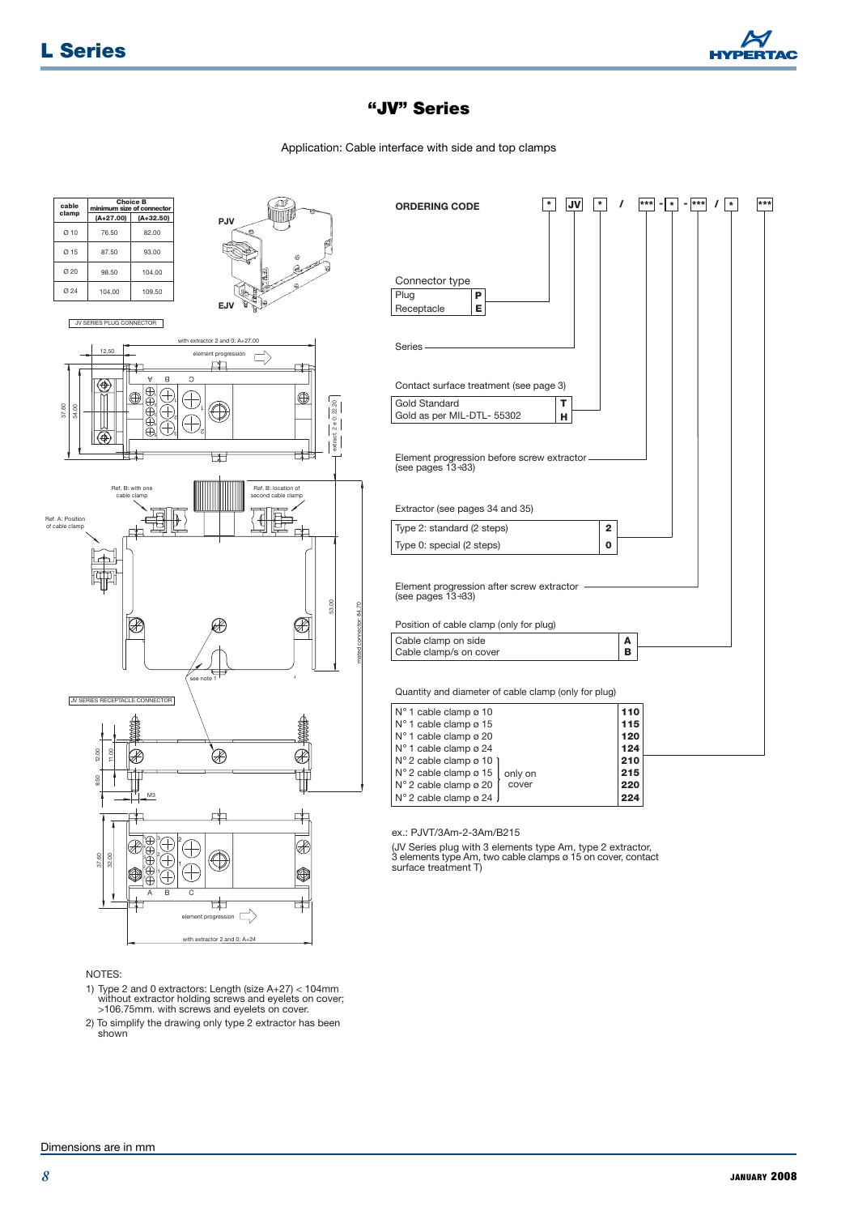# "JV" Series

Application: Cable interface with side and top clamps

| cable clamp | Choice B minimum size of connector | |
|---|---|---|
| | (A+27.00) | (A+32.50) |
| Ø 10 | 76.50 | 82.00 |
| Ø 15 | 87.50 | 93.00 |
| Ø 20 | 98.50 | 104.00 |
| Ø 24 | 104.00 | 109.50 |

PJV

EJV

JV SERIES PLUG CONNECTOR

JV SERIES RECEPTACLE CONNECTOR

## ORDERING CODE

`* JV * / *** - * - *** / * ***`

Connector type

| | |
|---|---|
| Plug | **P** |
| Receptacle | **E** |

Series

Contact surface treatment (see page 3)

| | |
|---|---|
| Gold Standard | **T** |
| Gold as per MIL-DTL- 55302 | **H** |

Element progression before screw extractor (see pages 13÷33)

Extractor (see pages 34 and 35)

| | |
|---|---|
| Type 2: standard (2 steps) | **2** |
| Type 0: special (2 steps) | **0** |

Element progression after screw extractor (see pages 13÷33)

Position of cable clamp (only for plug)

| | |
|---|---|
| Cable clamp on side | **A** |
| Cable clamp/s on cover | **B** |

Quantity and diameter of cable clamp (only for plug)

| | | |
|---|---|---|
| N° 1 cable clamp ø 10 | | **110** |
| N° 1 cable clamp ø 15 | | **115** |
| N° 1 cable clamp ø 20 | | **120** |
| N° 1 cable clamp ø 24 | | **124** |
| N° 2 cable clamp ø 10 | only on cover | **210** |
| N° 2 cable clamp ø 15 | only on cover | **215** |
| N° 2 cable clamp ø 20 | only on cover | **220** |
| N° 2 cable clamp ø 24 | only on cover | **224** |

ex.: PJVT/3Am-2-3Am/B215

(JV Series plug with 3 elements type Am, type 2 extractor, 3 elements type Am, two cable clamps ø 15 on cover, contact surface treatment T)

NOTES:

1) Type 2 and 0 extractors: Length (size A+27) < 104mm without extractor holding screws and eyelets on cover; >106.75mm. with screws and eyelets on cover.

2) To simplify the drawing only type 2 extractor has been shown

Dimensions are in mm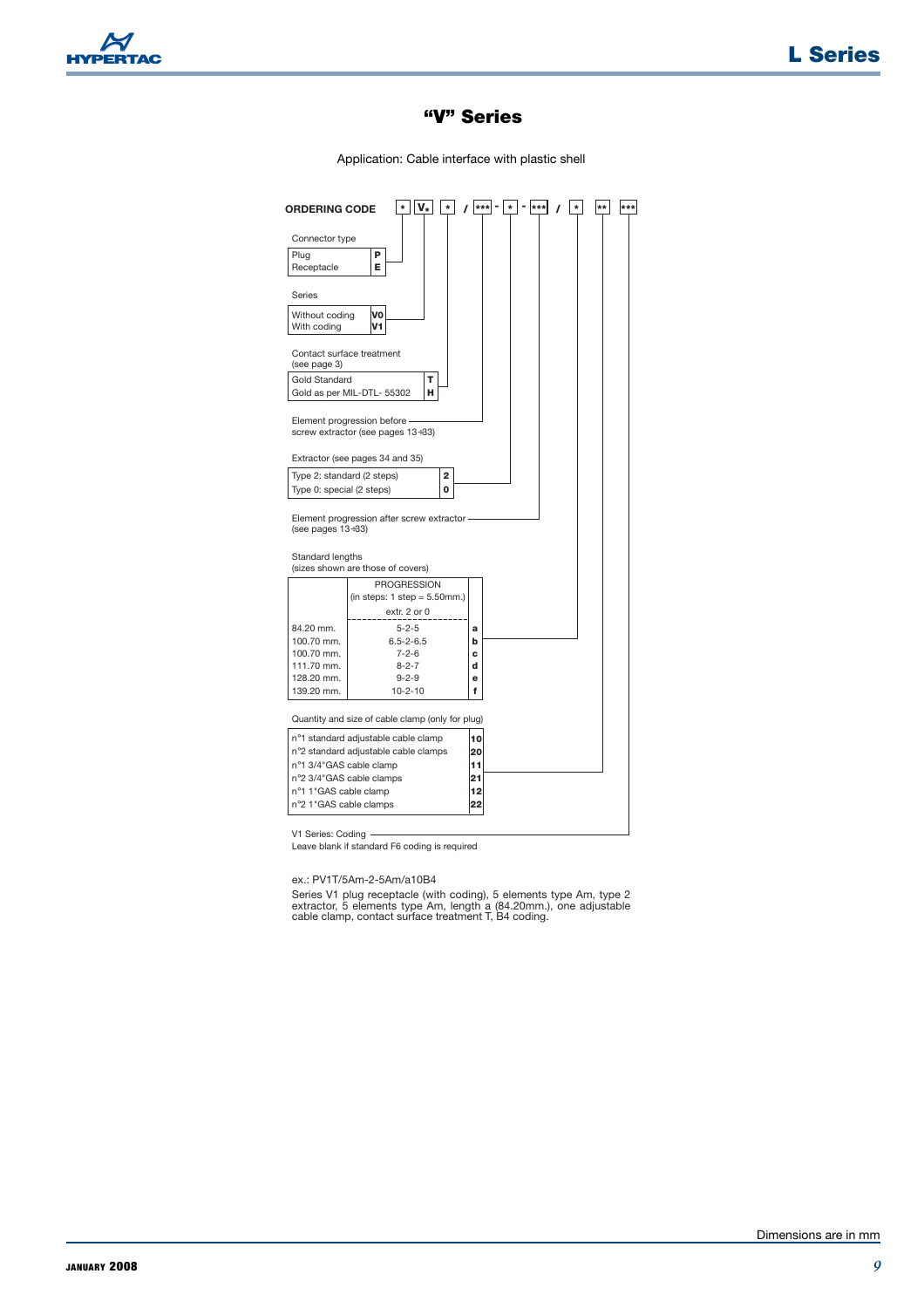# "V" Series

Application: Cable interface with plastic shell

**ORDERING CODE** `* V* * / *** - * - *** / * ** ***`

Connector type

| | |
|---|---|
| Plug | **P** |
| Receptacle | **E** |

Series

| | |
|---|---|
| Without coding | **V0** |
| With coding | **V1** |

Contact surface treatment (see page 3)

| | |
|---|---|
| Gold Standard | **T** |
| Gold as per MIL-DTL- 55302 | **H** |

Element progression before screw extractor (see pages 13÷33)

Extractor (see pages 34 and 35)

| | |
|---|---|
| Type 2: standard (2 steps) | **2** |
| Type 0: special (2 steps) | **0** |

Element progression after screw extractor (see pages 13÷33)

Standard lengths (sizes shown are those of covers)

| | PROGRESSION (in steps: 1 step = 5.50mm.) extr. 2 or 0 | |
|---|---|---|
| 84.20 mm. | 5-2-5 | **a** |
| 100.70 mm. | 6.5-2-6.5 | **b** |
| 100.70 mm. | 7-2-6 | **c** |
| 111.70 mm. | 8-2-7 | **d** |
| 128.20 mm. | 9-2-9 | **e** |
| 139.20 mm. | 10-2-10 | **f** |

Quantity and size of cable clamp (only for plug)

| | |
|---|---|
| n°1 standard adjustable cable clamp | **10** |
| n°2 standard adjustable cable clamps | **20** |
| n°1 3/4"GAS cable clamp | **11** |
| n°2 3/4"GAS cable clamps | **21** |
| n°1 1"GAS cable clamp | **12** |
| n°2 1"GAS cable clamps | **22** |

V1 Series: Coding
Leave blank if standard F6 coding is required

ex.: PV1T/5Am-2-5Am/a10B4

Series V1 plug receptacle (with coding), 5 elements type Am, type 2 extractor, 5 elements type Am, length a (84.20mm.), one adjustable cable clamp, contact surface treatment T, B4 coding.

Dimensions are in mm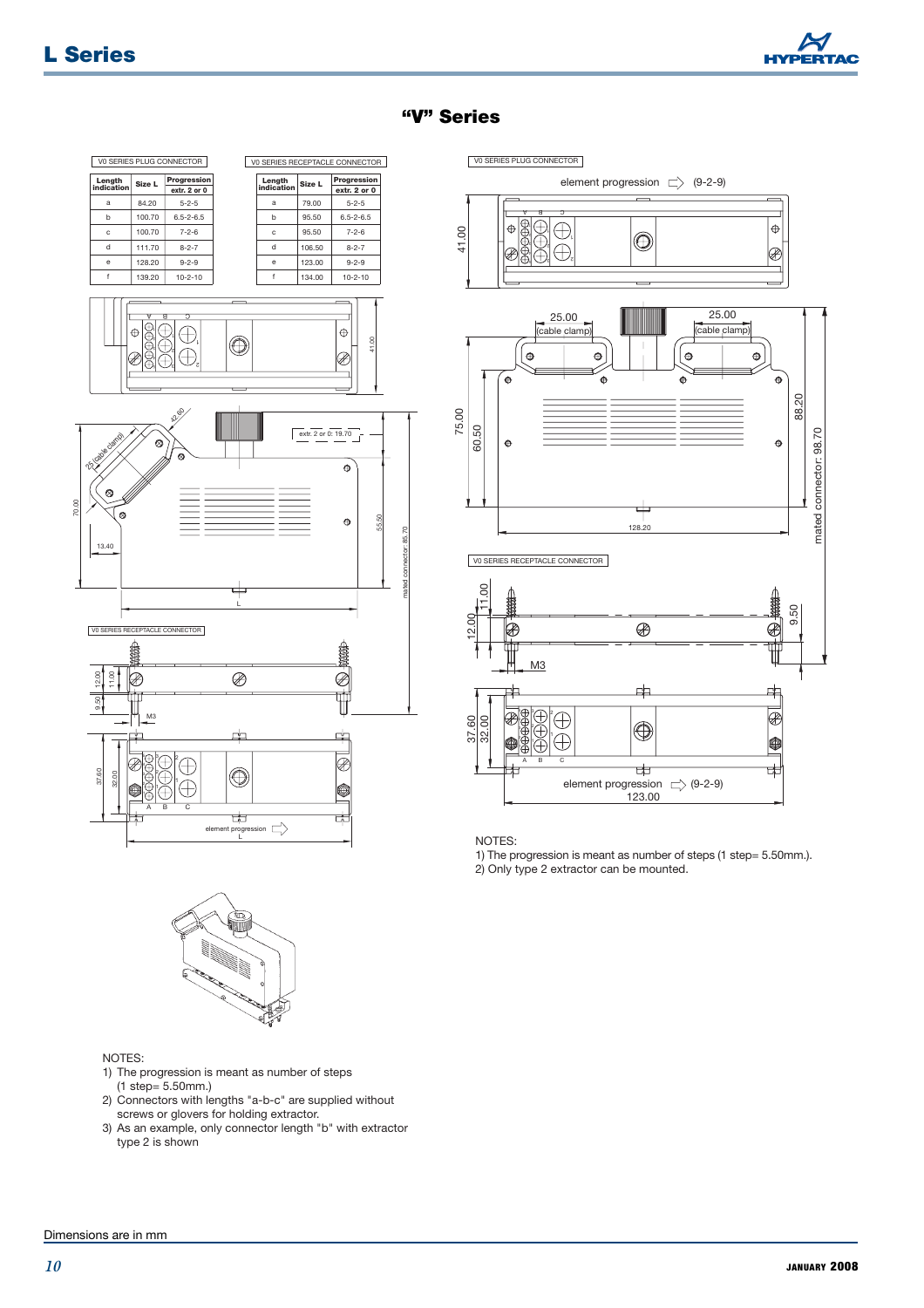# "V" Series

V0 SERIES PLUG CONNECTOR

| Length indication | Size L | Progression extr. 2 or 0 |
|---|---|---|
| a | 84.20 | 5-2-5 |
| b | 100.70 | 6.5-2-6.5 |
| c | 100.70 | 7-2-6 |
| d | 111.70 | 8-2-7 |
| e | 128.20 | 9-2-9 |
| f | 139.20 | 10-2-10 |

V0 SERIES RECEPTACLE CONNECTOR

| Length indication | Size L | Progression extr. 2 or 0 |
|---|---|---|
| a | 79.00 | 5-2-5 |
| b | 95.50 | 6.5-2-6.5 |
| c | 95.50 | 7-2-6 |
| d | 106.50 | 8-2-7 |
| e | 123.00 | 9-2-9 |
| f | 134.00 | 10-2-10 |

NOTES:

1) The progression is meant as number of steps (1 step= 5.50mm.)
2) Connectors with lengths "a-b-c" are supplied without screws or glovers for holding extractor.
3) As an example, only connector length "b" with extractor type 2 is shown

NOTES:

1) The progression is meant as number of steps (1 step= 5.50mm.).
2) Only type 2 extractor can be mounted.

Dimensions are in mm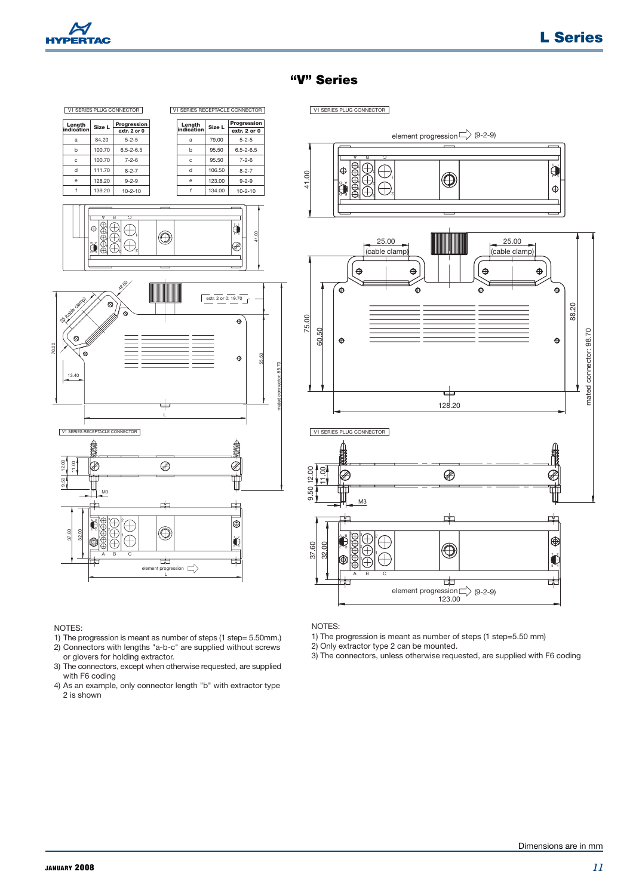# "V" Series

V1 SERIES PLUG CONNECTOR

| Length indication | Size L | Progression extr. 2 or 0 |
|---|---|---|
| a | 84.20 | 5-2-5 |
| b | 100.70 | 6.5-2-6.5 |
| c | 100.70 | 7-2-6 |
| d | 111.70 | 8-2-7 |
| e | 128.20 | 9-2-9 |
| f | 139.20 | 10-2-10 |

V1 SERIES RECEPTACLE CONNECTOR

| Length indication | Size L | Progression extr. 2 or 0 |
|---|---|---|
| a | 79.00 | 5-2-5 |
| b | 95.50 | 6.5-2-6.5 |
| c | 95.50 | 7-2-6 |
| d | 106.50 | 8-2-7 |
| e | 123.00 | 9-2-9 |
| f | 134.00 | 10-2-10 |

NOTES:
1) The progression is meant as number of steps (1 step= 5.50mm.)
2) Connectors with lengths "a-b-c" are supplied without screws or glovers for holding extractor.
3) The connectors, except when otherwise requested, are supplied with F6 coding
4) As an example, only connector length "b" with extractor type 2 is shown

NOTES:
1) The progression is meant as number of steps (1 step=5.50 mm)
2) Only extractor type 2 can be mounted.
3) The connectors, unless otherwise requested, are supplied with F6 coding

Dimensions are in mm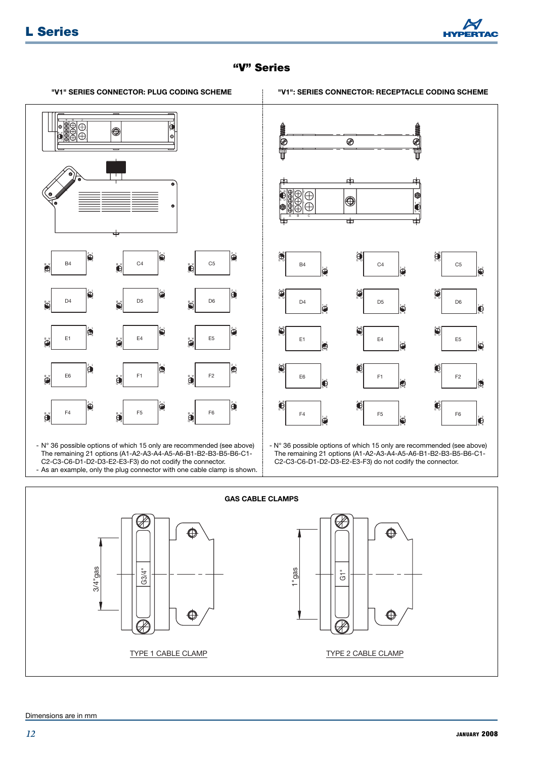# “V” Series

## "V1" SERIES CONNECTOR: PLUG CODING SCHEME

B4 C4 C5

D4 D5 D6

E1 E4 E5

E6 F1 F2

F4 F5 F6

- N° 36 possible options of which 15 only are recommended (see above) The remaining 21 options (A1-A2-A3-A4-A5-A6-B1-B2-B3-B5-B6-C1-C2-C3-C6-D1-D2-D3-E2-E3-F3) do not codify the connector.
- As an example, only the plug connector with one cable clamp is shown.

## "V1": SERIES CONNECTOR: RECEPTACLE CODING SCHEME

B4 C4 C5

D4 D5 D6

E1 E4 E5

E6 F1 F2

F4 F5 F6

- N° 36 possible options of which 15 only are recommended (see above) The remaining 21 options (A1-A2-A3-A4-A5-A6-B1-B2-B3-B5-B6-C1-C2-C3-C6-D1-D2-D3-E2-E3-F3) do not codify the connector.

## GAS CABLE CLAMPS

3/4" gas — G3/4"

TYPE 1 CABLE CLAMP

1" gas — G1"

TYPE 2 CABLE CLAMP

Dimensions are in mm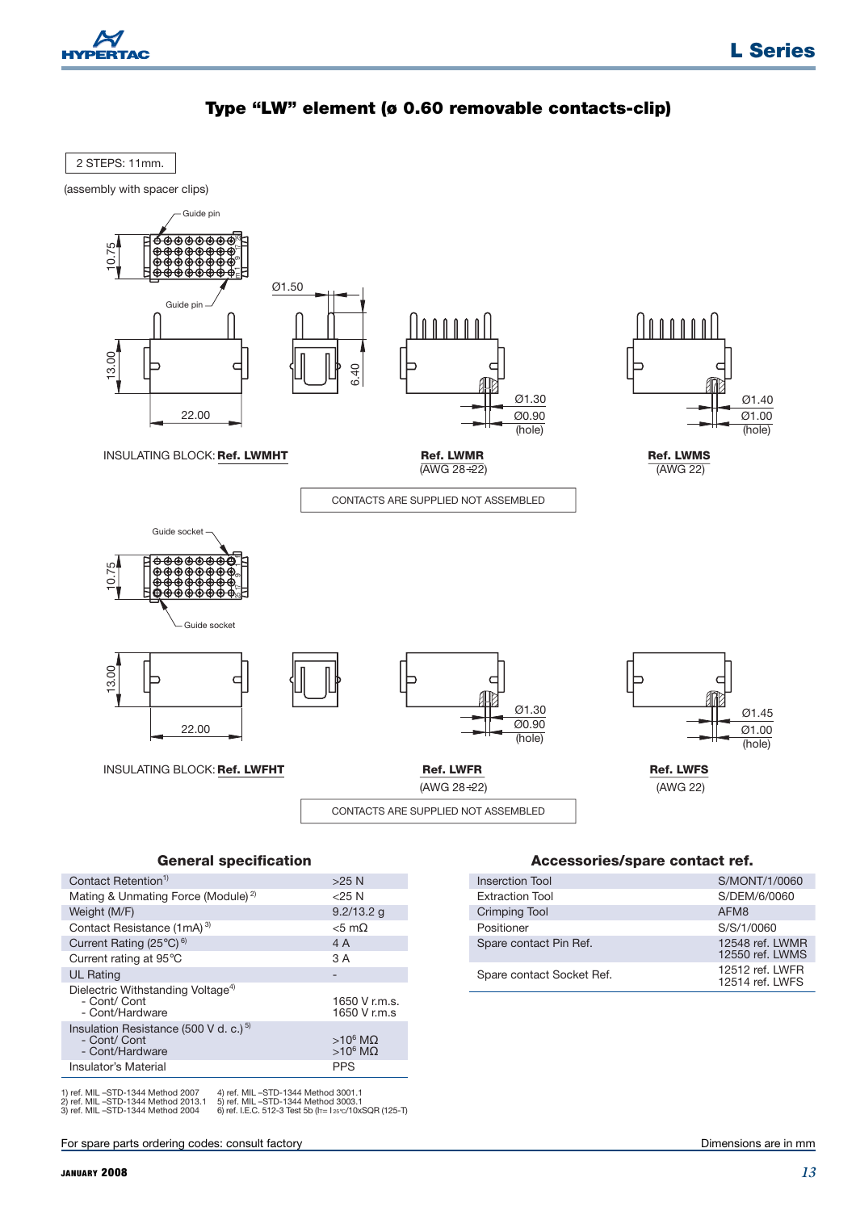# Type "LW" element (ø 0.60 removable contacts-clip)

2 STEPS: 11mm.

(assembly with spacer clips)

Guide pin

10.75

Guide pin

Ø1.50

13.00

6.40

22.00

Ø1.30
Ø0.90
(hole)

Ø1.40
Ø1.00
(hole)

INSULATING BLOCK: **Ref. LWMHT**

**Ref. LWMR**
(AWG 28÷22)

**Ref. LWMS**
(AWG 22)

CONTACTS ARE SUPPLIED NOT ASSEMBLED

Guide socket

10.75

Guide socket

13.00

22.00

Ø1.30
Ø0.90
(hole)

Ø1.45
Ø1.00
(hole)

INSULATING BLOCK: **Ref. LWFHT**

**Ref. LWFR**
(AWG 28÷22)

**Ref. LWFS**
(AWG 22)

CONTACTS ARE SUPPLIED NOT ASSEMBLED

## General specification

| | |
|---|---|
| Contact Retention[1] | >25 N |
| Mating & Unmating Force (Module)[2] | <25 N |
| Weight (M/F) | 9.2/13.2 g |
| Contact Resistance (1mA)[3] | <5 mΩ |
| Current Rating (25°C)[6] | 4 A |
| Current rating at 95°C | 3 A |
| UL Rating | - |
| Dielectric Withstanding Voltage[4]<br>- Cont/ Cont<br>- Cont/Hardware | <br>1650 V r.m.s.<br>1650 V r.m.s |
| Insulation Resistance (500 V d. c.)[5]<br>- Cont/ Cont<br>- Cont/Hardware | <br>>$10^6$ MΩ<br>>$10^6$ MΩ |
| Insulator's Material | PPS |

1) ref. MIL –STD-1344 Method 2007
2) ref. MIL –STD-1344 Method 2013.1
3) ref. MIL –STD-1344 Method 2004
4) ref. MIL –STD-1344 Method 3001.1
5) ref. MIL –STD-1344 Method 3003.1
6) ref. I.E.C. 512-3 Test 5b ($I_T = I_{25°C}/10xSQR(125-T)$)

## Accessories/spare contact ref.

| | |
|---|---|
| Inserction Tool | S/MONT/1/0060 |
| Extraction Tool | S/DEM/6/0060 |
| Crimping Tool | AFM8 |
| Positioner | S/S/1/0060 |
| Spare contact Pin Ref. | 12548 ref. LWMR<br>12550 ref. LWMS |
| Spare contact Socket Ref. | 12512 ref. LWFR<br>12514 ref. LWFS |

For spare parts ordering codes: consult factory

Dimensions are in mm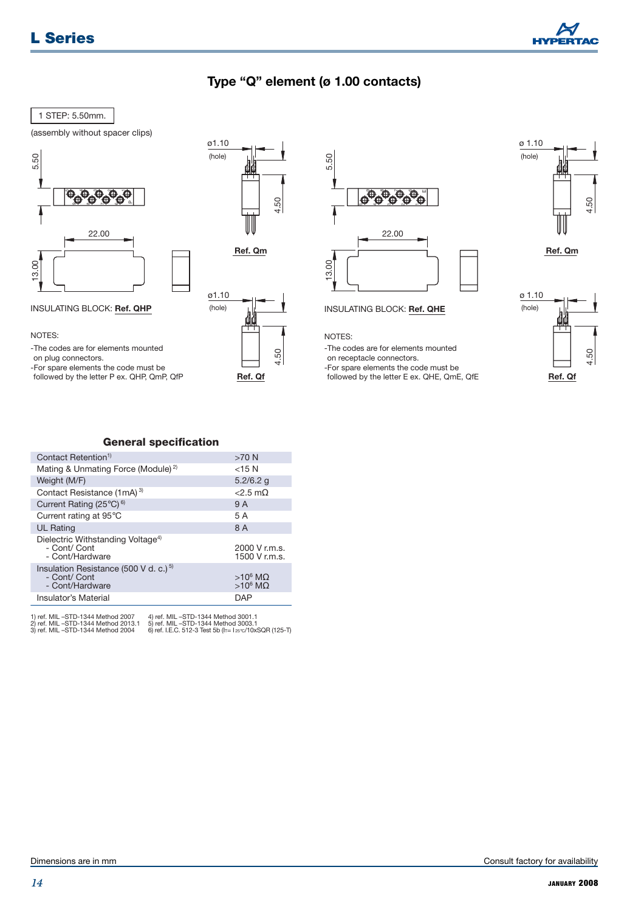# Type “Q” element (ø 1.00 contacts)

1 STEP: 5.50mm.

(assembly without spacer clips)

5.50

22.00

13.00

ø1.10 (hole)

4.50

Ref. Qm

ø1.10 (hole)

4.50

Ref. Qf

INSULATING BLOCK: **Ref. QHP**

NOTES:

- -The codes are for elements mounted on plug connectors.
- -For spare elements the code must be followed by the letter P ex. QHP, QmP, QfP

5.50

22.00

13.00

ø 1.10 (hole)

4.50

Ref. Qm

ø 1.10 (hole)

4.50

Ref. Qf

INSULATING BLOCK: **Ref. QHE**

NOTES:

- -The codes are for elements mounted on receptacle connectors.
- -For spare elements the code must be followed by the letter E ex. QHE, QmE, QfE

## General specification

| | |
|---|---|
| Contact Retention[1] | >70 N |
| Mating & Unmating Force (Module)[2] | <15 N |
| Weight (M/F) | 5.2/6.2 g |
| Contact Resistance (1mA)[3] | <2.5 mΩ |
| Current Rating (25°C)[6] | 9 A |
| Current rating at 95°C | 5 A |
| UL Rating | 8 A |
| Dielectric Withstanding Voltage[4]<br>- Cont/ Cont<br>- Cont/Hardware | <br>2000 V r.m.s.<br>1500 V r.m.s. |
| Insulation Resistance (500 V d. c.)[5]<br>- Cont/ Cont<br>- Cont/Hardware | <br>$>10^6$ MΩ<br>$>10^6$ MΩ |
| Insulator's Material | DAP |

1) ref. MIL –STD-1344 Method 2007
2) ref. MIL –STD-1344 Method 2013.1
3) ref. MIL –STD-1344 Method 2004
4) ref. MIL –STD-1344 Method 3001.1
5) ref. MIL –STD-1344 Method 3003.1
6) ref. I.E.C. 512-3 Test 5b ($I_T = I_{25°C}/10xSQR(125\text{-}T)$)

Dimensions are in mm

Consult factory for availability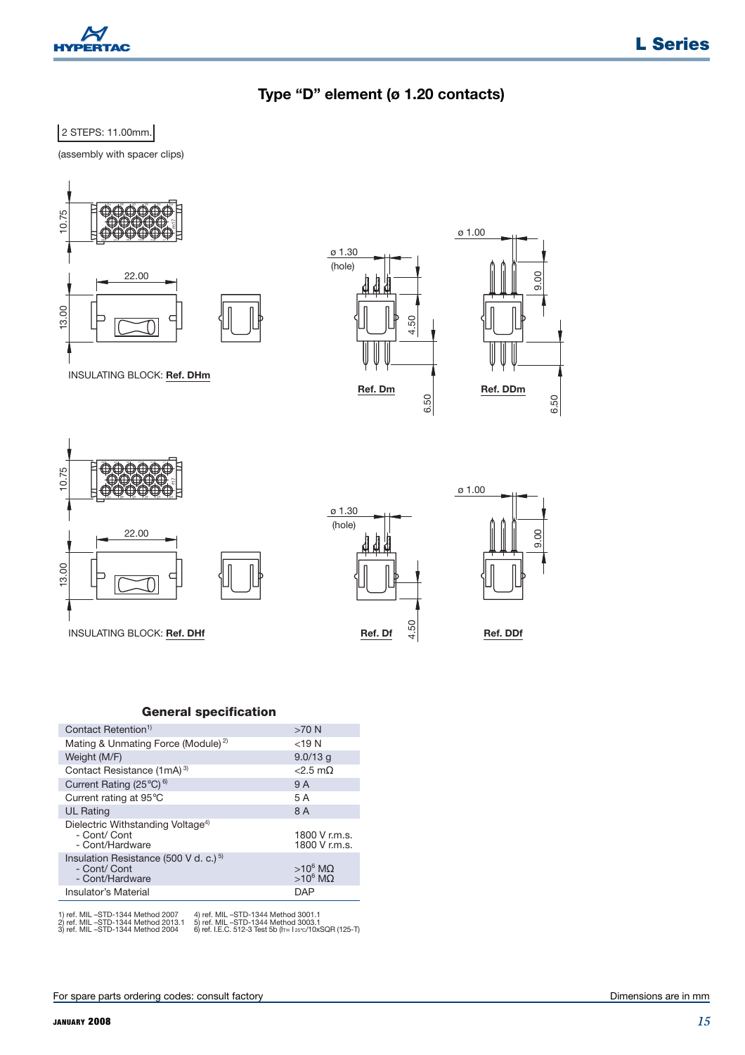# Type "D" element (ø 1.20 contacts)

2 STEPS: 11.00mm.

(assembly with spacer clips)

10.75

22.00

13.00

INSULATING BLOCK: **Ref. DHm**

ø 1.30 (hole)

4.50

6.50

**Ref. Dm**

ø 1.00

9.00

6.50

**Ref. DDm**

10.75

22.00

13.00

INSULATING BLOCK: **Ref. DHf**

ø 1.30 (hole)

4.50

**Ref. Df**

ø 1.00

9.00

**Ref. DDf**

## General specification

| | |
|---|---|
| Contact Retention[1] | >70 N |
| Mating & Unmating Force (Module)[2] | <19 N |
| Weight (M/F) | 9.0/13 g |
| Contact Resistance (1mA)[3] | <2.5 mΩ |
| Current Rating (25°C)[6] | 9 A |
| Current rating at 95°C | 5 A |
| UL Rating | 8 A |
| Dielectric Withstanding Voltage[4]<br>- Cont/ Cont<br>- Cont/Hardware | <br>1800 V r.m.s.<br>1800 V r.m.s. |
| Insulation Resistance (500 V d. c.)[5]<br>- Cont/ Cont<br>- Cont/Hardware | <br>$>10^6$ MΩ<br>$>10^6$ MΩ |
| Insulator's Material | DAP |

1) ref. MIL –STD-1344 Method 2007
2) ref. MIL –STD-1344 Method 2013.1
3) ref. MIL –STD-1344 Method 2004
4) ref. MIL –STD-1344 Method 3001.1
5) ref. MIL –STD-1344 Method 3003.1
6) ref. I.E.C. 512-3 Test 5b ($I_T = I_{25°C}$/10xSQR (125-T)

For spare parts ordering codes: consult factory

Dimensions are in mm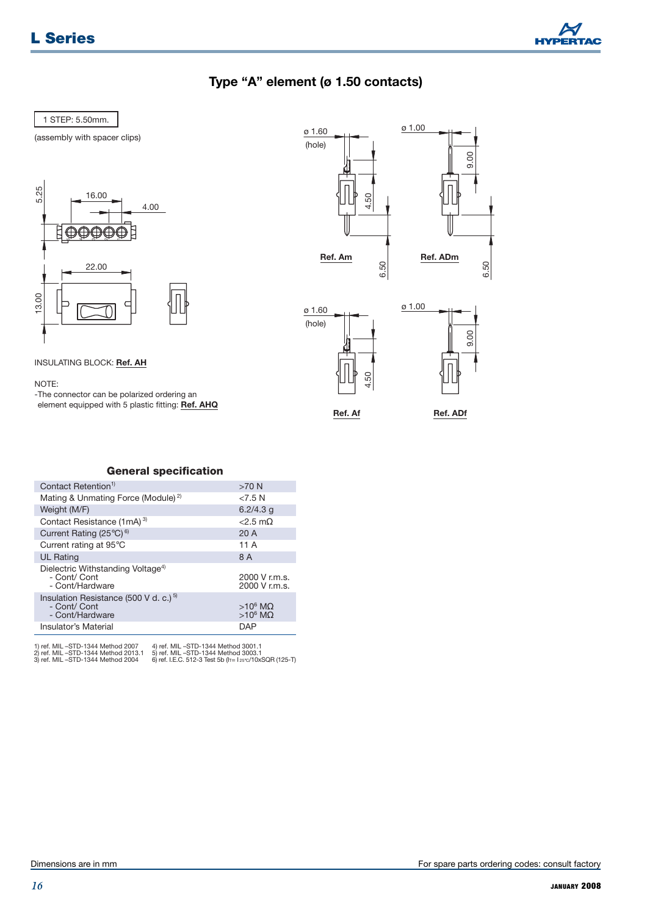## Type "A" element (ø 1.50 contacts)

1 STEP: 5.50mm.

(assembly with spacer clips)

5.25 16.00 4.00

22.00

13.00

INSULATING BLOCK: **Ref. AH**

NOTE:
-The connector can be polarized ordering an element equipped with 5 plastic fitting: **Ref. AHQ**

ø 1.60 (hole) 4.50 6.50 **Ref. Am**

ø 1.00 9.00 6.50 **Ref. ADm**

ø 1.60 (hole) 4.50 **Ref. Af**

ø 1.00 9.00 **Ref. ADf**

### General specification

| | |
|---|---|
| Contact Retention[1] | >70 N |
| Mating & Unmating Force (Module)[2] | <7.5 N |
| Weight (M/F) | 6.2/4.3 g |
| Contact Resistance (1mA)[3] | <2.5 mΩ |
| Current Rating (25°C)[6] | 20 A |
| Current rating at 95°C | 11 A |
| UL Rating | 8 A |
| Dielectric Withstanding Voltage[4]<br>- Cont/ Cont<br>- Cont/Hardware | <br>2000 V r.m.s.<br>2000 V r.m.s. |
| Insulation Resistance (500 V d. c.)[5]<br>- Cont/ Cont<br>- Cont/Hardware | <br>$>10^6$ MΩ<br>$>10^6$ MΩ |
| Insulator's Material | DAP |

1) ref. MIL –STD-1344 Method 2007
2) ref. MIL –STD-1344 Method 2013.1
3) ref. MIL –STD-1344 Method 2004
4) ref. MIL –STD-1344 Method 3001.1
5) ref. MIL –STD-1344 Method 3003.1
6) ref. I.E.C. 512-3 Test 5b ($I_T = I_{25°C}/10x\text{SQR}(125\text{-}T)$)

Dimensions are in mm

For spare parts ordering codes: consult factory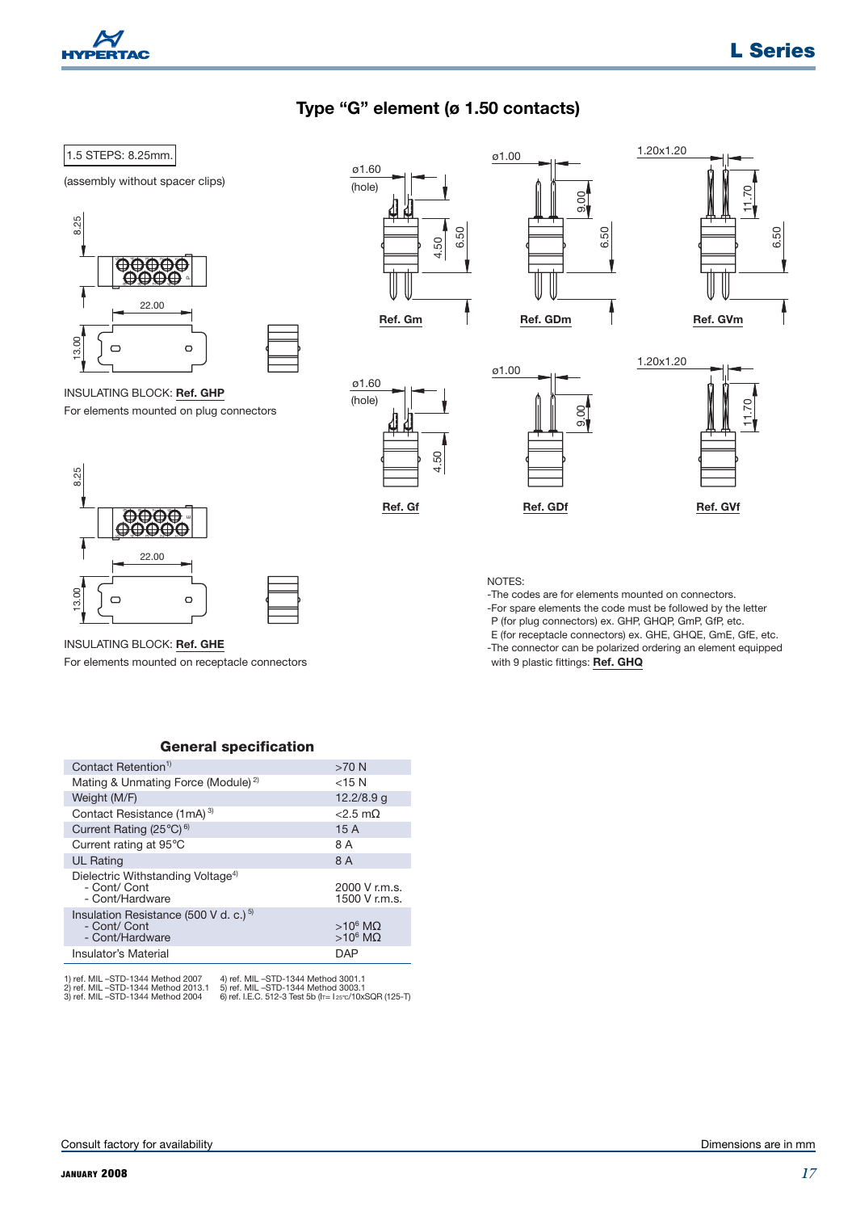# Type "G" element (ø 1.50 contacts)

1.5 STEPS: 8.25mm.

(assembly without spacer clips)

INSULATING BLOCK: **Ref. GHP**

For elements mounted on plug connectors

INSULATING BLOCK: **Ref. GHE**

For elements mounted on receptacle connectors

ø1.60 (hole) — **Ref. Gm**

ø1.00 — **Ref. GDm**

1.20x1.20 — **Ref. GVm**

ø1.60 (hole) — **Ref. Gf**

ø1.00 — **Ref. GDf**

1.20x1.20 — **Ref. GVf**

NOTES:

- The codes are for elements mounted on connectors.
- For spare elements the code must be followed by the letter P (for plug connectors) ex. GHP, GHQP, GmP, GfP, etc. E (for receptacle connectors) ex. GHE, GHQE, GmE, GfE, etc.
- The connector can be polarized ordering an element equipped with 9 plastic fittings: **Ref. GHQ**

## General specification

| | |
|---|---|
| Contact Retention[1] | >70 N |
| Mating & Unmating Force (Module) [2] | <15 N |
| Weight (M/F) | 12.2/8.9 g |
| Contact Resistance (1mA) [3] | <2.5 mΩ |
| Current Rating (25°C) [6] | 15 A |
| Current rating at 95°C | 8 A |
| UL Rating | 8 A |
| Dielectric Withstanding Voltage[4]<br>- Cont/ Cont<br>- Cont/Hardware | <br>2000 V r.m.s.<br>1500 V r.m.s. |
| Insulation Resistance (500 V d. c.) [5]<br>- Cont/ Cont<br>- Cont/Hardware | <br>$>10^6$ MΩ<br>$>10^6$ MΩ |
| Insulator's Material | DAP |

1) ref. MIL –STD-1344 Method 2007
2) ref. MIL –STD-1344 Method 2013.1
3) ref. MIL –STD-1344 Method 2004
4) ref. MIL –STD-1344 Method 3001.1
5) ref. MIL –STD-1344 Method 3003.1
6) ref. I.E.C. 512-3 Test 5b (It= I25°C/10xSQR (125-T)

Consult factory for availability

Dimensions are in mm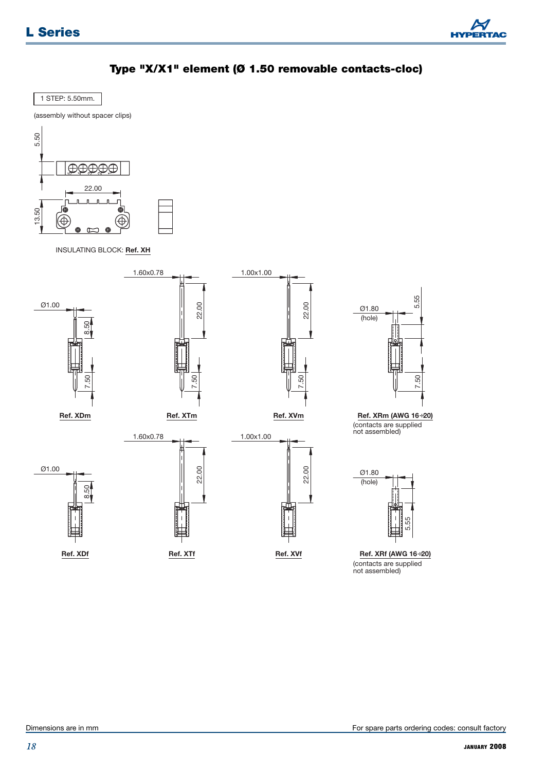## Type "X/X1" element (Ø 1.50 removable contacts-cloc)

1 STEP: 5.50mm.

(assembly without spacer clips)

5.50

22.00

13.50

INSULATING BLOCK: **Ref. XH**

Ø1.00 — 8.50 — 7.50

**Ref. XDm**

1.60x0.78 — 22.00 — 7.50

**Ref. XTm**

1.00x1.00 — 22.00 — 7.50

**Ref. XVm**

Ø1.80 (hole) — 5.55 — 7.50

**Ref. XRm (AWG 16÷20)**
(contacts are supplied not assembled)

Ø1.00 — 8.50

**Ref. XDf**

1.60x0.78 — 22.00

**Ref. XTf**

1.00x1.00 — 22.00

**Ref. XVf**

Ø1.80 (hole) — 5.55

**Ref. XRf (AWG 16÷20)**
(contacts are supplied not assembled)

Dimensions are in mm

For spare parts ordering codes: consult factory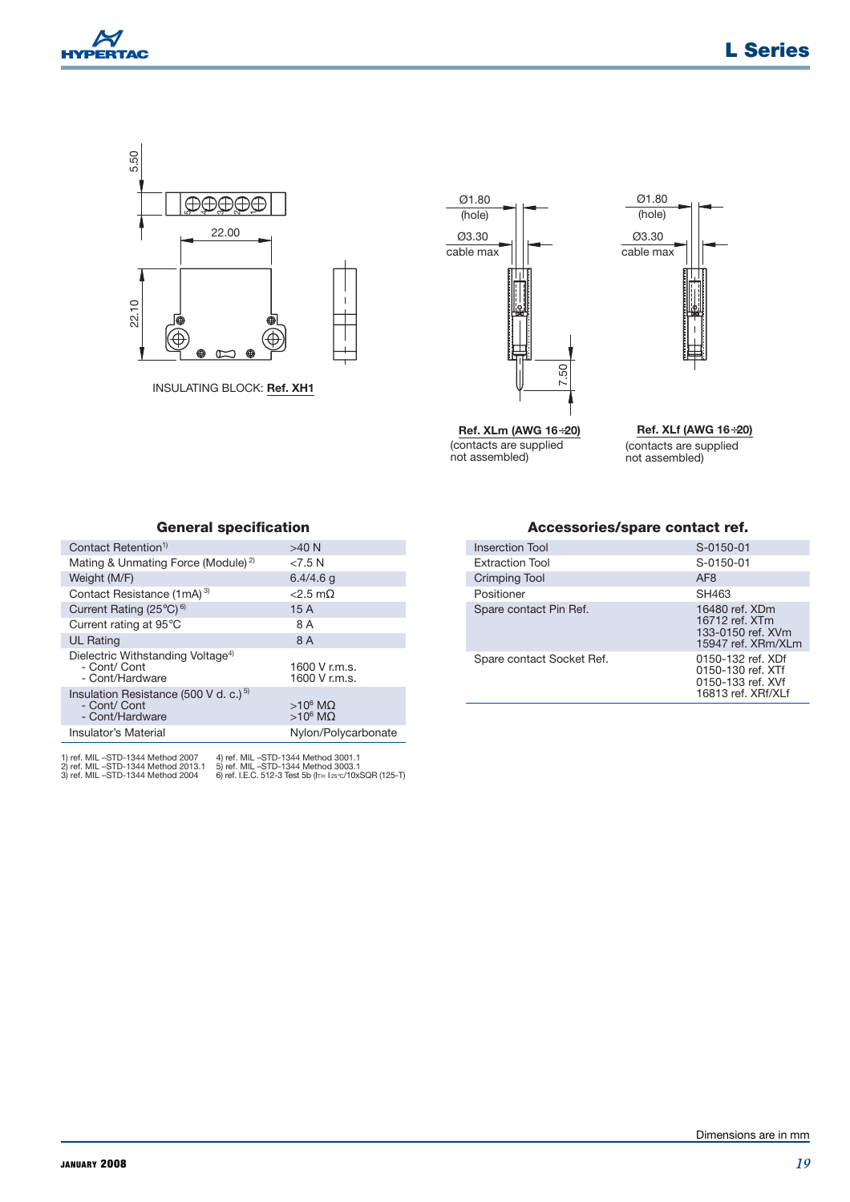INSULATING BLOCK: **Ref. XH1**

**Ref. XLm (AWG 16÷20)**
(contacts are supplied not assembled)

**Ref. XLf (AWG 16÷20)**
(contacts are supplied not assembled)

## General specification

| | |
|---|---|
| Contact Retention[1] | >40 N |
| Mating & Unmating Force (Module) [2] | <7.5 N |
| Weight (M/F) | 6.4/4.6 g |
| Contact Resistance (1mA) [3] | <2.5 mΩ |
| Current Rating (25°C) [6] | 15 A |
| Current rating at 95°C | 8 A |
| UL Rating | 8 A |
| Dielectric Withstanding Voltage[4]<br>- Cont/ Cont<br>- Cont/Hardware | <br>1600 V r.m.s.<br>1600 V r.m.s. |
| Insulation Resistance (500 V d. c.) [5]<br>- Cont/ Cont<br>- Cont/Hardware | <br>$>10^6$ MΩ<br>$>10^6$ MΩ |
| Insulator's Material | Nylon/Polycarbonate |

1) ref. MIL –STD-1344 Method 2007
2) ref. MIL –STD-1344 Method 2013.1
3) ref. MIL –STD-1344 Method 2004
4) ref. MIL –STD-1344 Method 3001.1
5) ref. MIL –STD-1344 Method 3003.1
6) ref. I.E.C. 512-3 Test 5b ($I_T = I_{25°C}/10\times SQR(125-T)$)

## Accessories/spare contact ref.

| | |
|---|---|
| Inserction Tool | S-0150-01 |
| Extraction Tool | S-0150-01 |
| Crimping Tool | AF8 |
| Positioner | SH463 |
| Spare contact Pin Ref. | 16480 ref. XDm<br>16712 ref. XTm<br>133-0150 ref. XVm<br>15947 ref. XRm/XLm |
| Spare contact Socket Ref. | 0150-132 ref. XDf<br>0150-130 ref. XTf<br>0150-133 ref. XVf<br>16813 ref. XRf/XLf |

Dimensions are in mm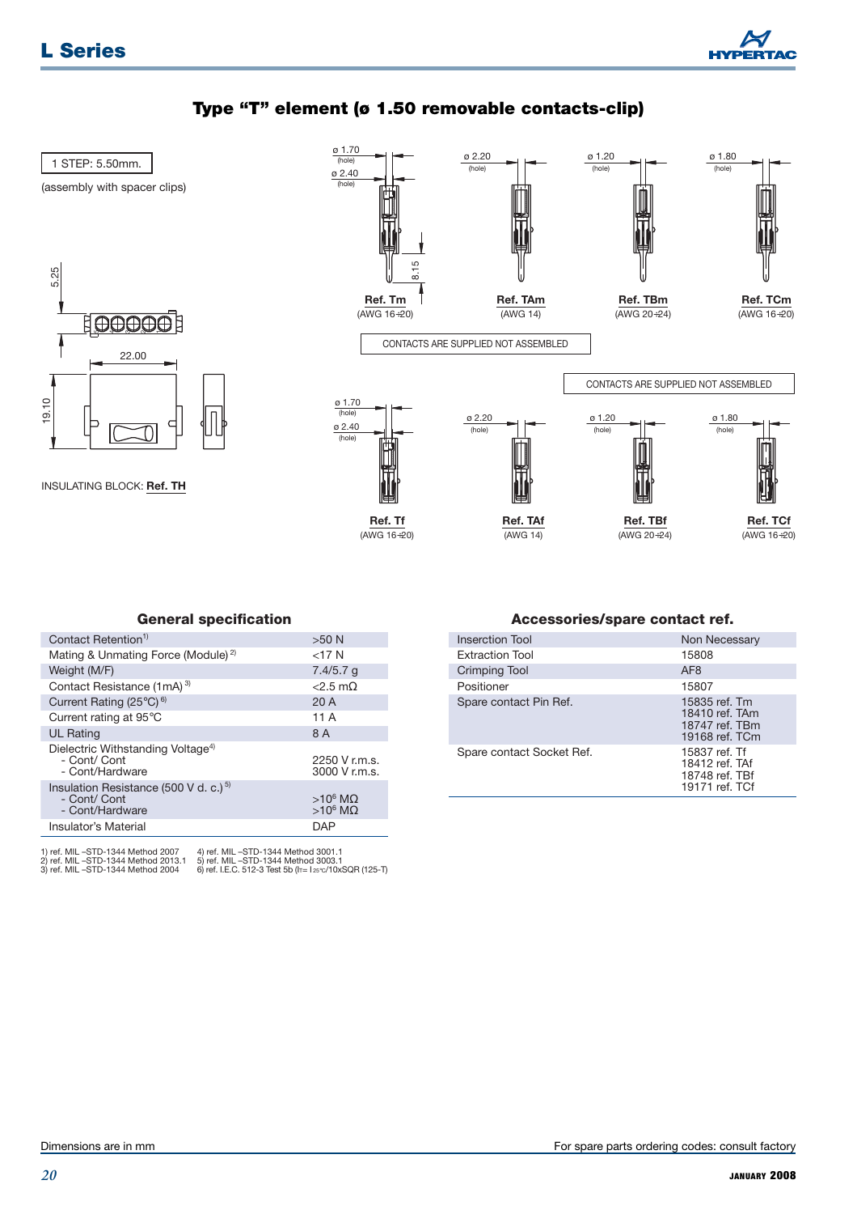## Type "T" element (ø 1.50 removable contacts-clip)

1 STEP: 5.50mm.

(assembly with spacer clips)

5.25

22.00

19.10

INSULATING BLOCK: **Ref. TH**

ø 1.70 (hole)
ø 2.40 (hole)

8.15

**Ref. Tm**
(AWG 16÷20)

ø 2.20 (hole)

**Ref. TAm**
(AWG 14)

ø 1.20 (hole)

**Ref. TBm**
(AWG 20÷24)

ø 1.80 (hole)

**Ref. TCm**
(AWG 16÷20)

CONTACTS ARE SUPPLIED NOT ASSEMBLED

CONTACTS ARE SUPPLIED NOT ASSEMBLED

ø 1.70 (hole)
ø 2.40 (hole)

**Ref. Tf**
(AWG 16÷20)

ø 2.20 (hole)

**Ref. TAf**
(AWG 14)

ø 1.20 (hole)

**Ref. TBf**
(AWG 20÷24)

ø 1.80 (hole)

**Ref. TCf**
(AWG 16÷20)

### General specification

| | |
|---|---|
| Contact Retention[1] | >50 N |
| Mating & Unmating Force (Module)[2] | <17 N |
| Weight (M/F) | 7.4/5.7 g |
| Contact Resistance (1mA)[3] | <2.5 mΩ |
| Current Rating (25°C)[6] | 20 A |
| Current rating at 95°C | 11 A |
| UL Rating | 8 A |
| Dielectric Withstanding Voltage[4]<br>- Cont/ Cont<br>- Cont/Hardware | <br>2250 V r.m.s.<br>3000 V r.m.s. |
| Insulation Resistance (500 V d. c.)[5]<br>- Cont/ Cont<br>- Cont/Hardware | <br>$>10^6$ MΩ<br>$>10^6$ MΩ |
| Insulator's Material | DAP |

1) ref. MIL –STD-1344 Method 2007
2) ref. MIL –STD-1344 Method 2013.1
3) ref. MIL –STD-1344 Method 2004
4) ref. MIL –STD-1344 Method 3001.1
5) ref. MIL –STD-1344 Method 3003.1
6) ref. I.E.C. 512-3 Test 5b ($I_T = I_{25°C}/10xSQR(125-T)$)

### Accessories/spare contact ref.

| | |
|---|---|
| Insertion Tool | Non Necessary |
| Extraction Tool | 15808 |
| Crimping Tool | AF8 |
| Positioner | 15807 |
| Spare contact Pin Ref. | 15835 ref. Tm<br>18410 ref. TAm<br>18747 ref. TBm<br>19168 ref. TCm |
| Spare contact Socket Ref. | 15837 ref. Tf<br>18412 ref. TAf<br>18748 ref. TBf<br>19171 ref. TCf |

Dimensions are in mm

For spare parts ordering codes: consult factory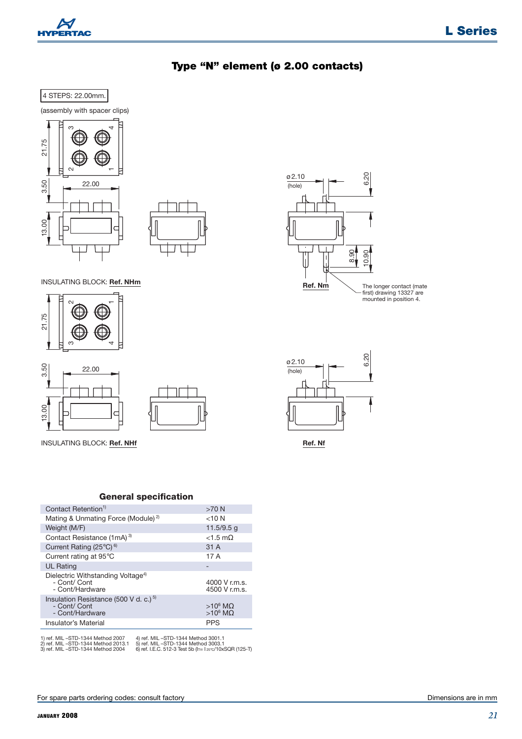# Type "N" element (ø 2.00 contacts)

4 STEPS: 22.00mm.

(assembly with spacer clips)

21.75

3.50

22.00

13.00

INSULATING BLOCK: **Ref. NHm**

21.75

3.50

22.00

13.00

INSULATING BLOCK: **Ref. NHf**

ø2.10 (hole)

6.20

8.90

10.90

**Ref. Nm**

The longer contact (mate first) drawing 13327 are mounted in position 4.

ø2.10 (hole)

6.20

**Ref. Nf**

## General specification

| | |
|---|---|
| Contact Retention[1] | >70 N |
| Mating & Unmating Force (Module) [2] | <10 N |
| Weight (M/F) | 11.5/9.5 g |
| Contact Resistance (1mA) [3] | <1.5 mΩ |
| Current Rating (25°C) [6] | 31 A |
| Current rating at 95°C | 17 A |
| UL Rating | - |
| Dielectric Withstanding Voltage[4]<br>- Cont/ Cont<br>- Cont/Hardware | <br>4000 V r.m.s.<br>4500 V r.m.s. |
| Insulation Resistance (500 V d. c.) [5]<br>- Cont/ Cont<br>- Cont/Hardware | <br>$>10^6$ MΩ<br>$>10^6$ MΩ |
| Insulator's Material | PPS |

1) ref. MIL –STD-1344 Method 2007
2) ref. MIL –STD-1344 Method 2013.1
3) ref. MIL –STD-1344 Method 2004
4) ref. MIL –STD-1344 Method 3001.1
5) ref. MIL –STD-1344 Method 3003.1
6) ref. I.E.C. 512-3 Test 5b ($I_T = I_{25°C}$/10xSQR (125-T)

For spare parts ordering codes: consult factory

Dimensions are in mm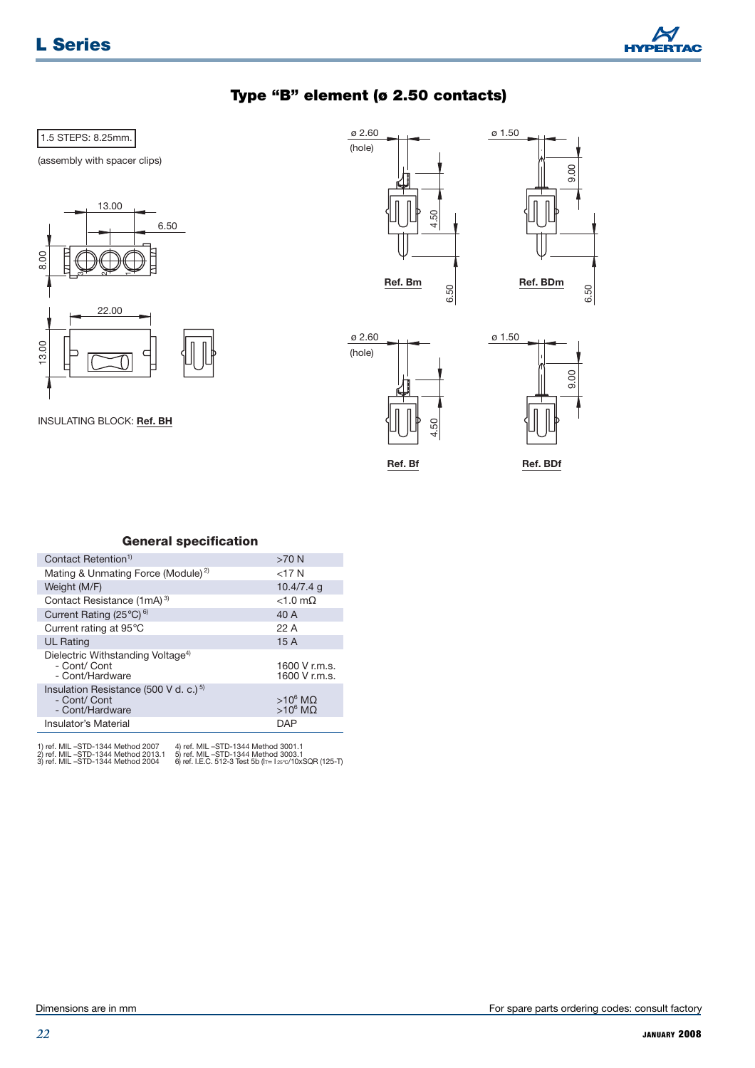# Type "B" element (ø 2.50 contacts)

1.5 STEPS: 8.25mm.

(assembly with spacer clips)

13.00

6.50

8.00

22.00

13.00

INSULATING BLOCK: **Ref. BH**

ø 2.60 (hole)

4.50

6.50

**Ref. Bm**

ø 1.50

9.00

6.50

**Ref. BDm**

ø 2.60 (hole)

4.50

**Ref. Bf**

ø 1.50

9.00

**Ref. BDf**

## General specification

| | |
|---|---|
| Contact Retention[1] | >70 N |
| Mating & Unmating Force (Module)[2] | <17 N |
| Weight (M/F) | 10.4/7.4 g |
| Contact Resistance (1mA)[3] | <1.0 mΩ |
| Current Rating (25°C)[6] | 40 A |
| Current rating at 95°C | 22 A |
| UL Rating | 15 A |
| Dielectric Withstanding Voltage[4]<br>- Cont/ Cont<br>- Cont/Hardware | <br>1600 V r.m.s.<br>1600 V r.m.s. |
| Insulation Resistance (500 V d. c.)[5]<br>- Cont/ Cont<br>- Cont/Hardware | <br>$>10^6$ MΩ<br>$>10^6$ MΩ |
| Insulator's Material | DAP |

1) ref. MIL –STD-1344 Method 2007
2) ref. MIL –STD-1344 Method 2013.1
3) ref. MIL –STD-1344 Method 2004
4) ref. MIL –STD-1344 Method 3001.1
5) ref. MIL –STD-1344 Method 3003.1
6) ref. I.E.C. 512-3 Test 5b ($I_T = I_{25°C}$/10xSQR (125-T)

Dimensions are in mm

For spare parts ordering codes: consult factory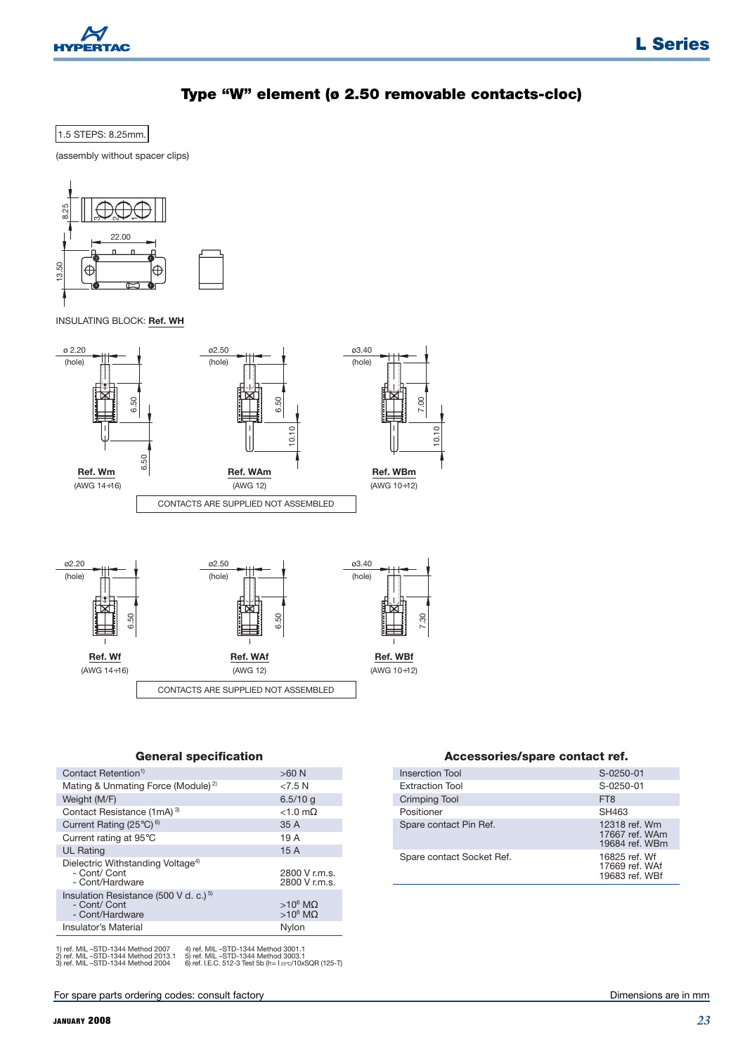# Type "W" element (ø 2.50 removable contacts-cloc)

1.5 STEPS: 8.25mm.

(assembly without spacer clips)

INSULATING BLOCK: **Ref. WH**

**Ref. Wm** (AWG 14÷16)

**Ref. WAm** (AWG 12)

**Ref. WBm** (AWG 10÷12)

CONTACTS ARE SUPPLIED NOT ASSEMBLED

**Ref. Wf** (AWG 14÷16)

**Ref. WAf** (AWG 12)

**Ref. WBf** (AWG 10÷12)

CONTACTS ARE SUPPLIED NOT ASSEMBLED

## General specification

| | |
|---|---|
| Contact Retention[1] | >60 N |
| Mating & Unmating Force (Module)[2] | <7.5 N |
| Weight (M/F) | 6.5/10 g |
| Contact Resistance (1mA)[3] | <1.0 mΩ |
| Current Rating (25°C)[6] | 35 A |
| Current rating at 95°C | 19 A |
| UL Rating | 15 A |
| Dielectric Withstanding Voltage[4]<br>- Cont/ Cont<br>- Cont/Hardware | <br>2800 V r.m.s.<br>2800 V r.m.s. |
| Insulation Resistance (500 V d. c.)[5]<br>- Cont/ Cont<br>- Cont/Hardware | <br>$>10^6$ MΩ<br>$>10^6$ MΩ |
| Insulator's Material | Nylon |

1) ref. MIL –STD-1344 Method 2007
2) ref. MIL –STD-1344 Method 2013.1
3) ref. MIL –STD-1344 Method 2004
4) ref. MIL –STD-1344 Method 3001.1
5) ref. MIL –STD-1344 Method 3003.1
6) ref. I.E.C. 512-3 Test 5b ($I_T = I_{25°C}$/10xSQR (125-T)

## Accessories/spare contact ref.

| | |
|---|---|
| Inserction Tool | S-0250-01 |
| Extraction Tool | S-0250-01 |
| Crimping Tool | FT8 |
| Positioner | SH463 |
| Spare contact Pin Ref. | 12318 ref. Wm<br>17667 ref. WAm<br>19684 ref. WBm |
| Spare contact Socket Ref. | 16825 ref. Wf<br>17669 ref. WAf<br>19683 ref. WBf |

For spare parts ordering codes: consult factory

Dimensions are in mm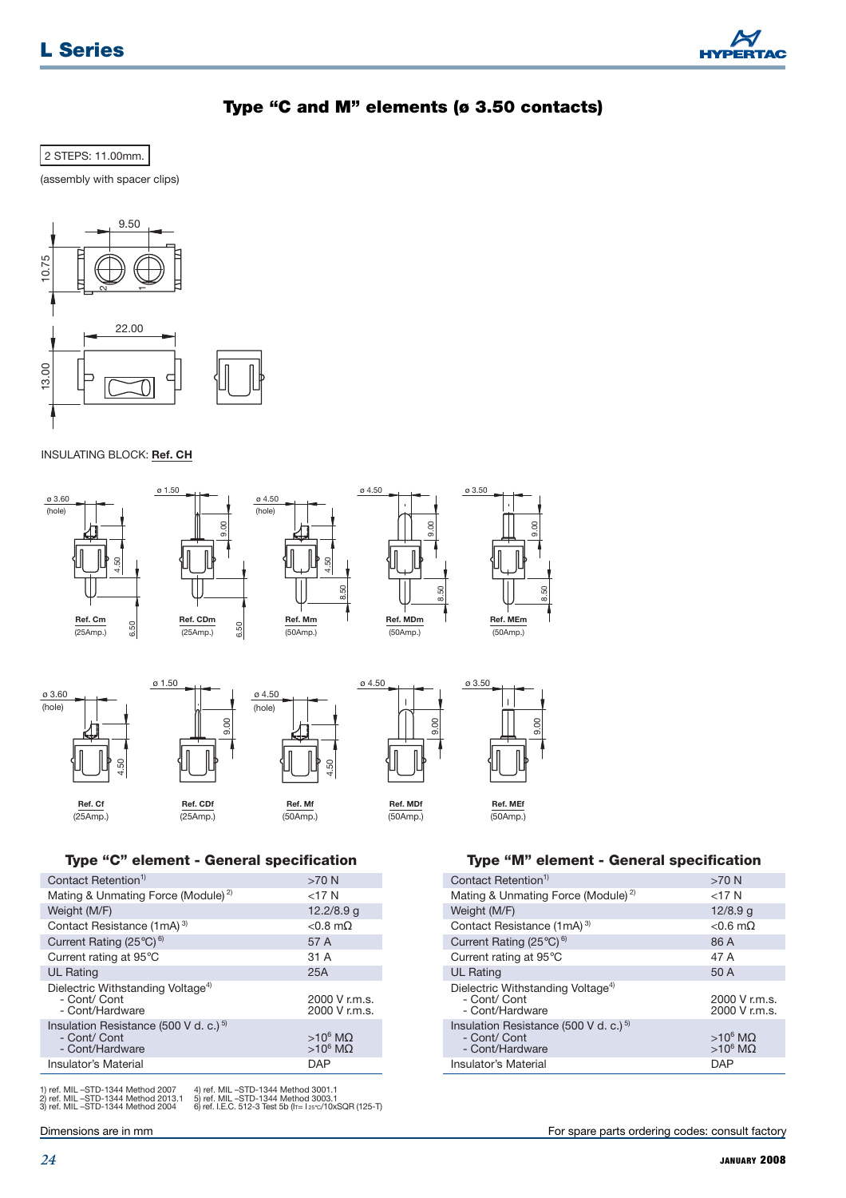## Type "C and M" elements (ø 3.50 contacts)

2 STEPS: 11.00mm.

(assembly with spacer clips)

9.50

10.75

22.00

13.00

INSULATING BLOCK: **Ref. CH**

ø 3.60 (hole) — 4.50 — 6.50 — **Ref. Cm** (25Amp.)

ø 1.50 — 9.00 — 6.50 — **Ref. CDm** (25Amp.)

ø 4.50 (hole) — 4.50 — 8.50 — **Ref. Mm** (50Amp.)

ø 4.50 — 9.00 — 8.50 — **Ref. MDm** (50Amp.)

ø 3.50 — 9.00 — 8.50 — **Ref. MEm** (50Amp.)

ø 3.60 (hole) — 4.50 — **Ref. Cf** (25Amp.)

ø 1.50 — 9.00 — **Ref. CDf** (25Amp.)

ø 4.50 (hole) — 4.50 — **Ref. Mf** (50Amp.)

ø 4.50 — 9.00 — **Ref. MDf** (50Amp.)

ø 3.50 — 9.00 — **Ref. MEf** (50Amp.)

### Type "C" element - General specification

| | |
|---|---|
| Contact Retention[1] | >70 N |
| Mating & Unmating Force (Module)[2] | <17 N |
| Weight (M/F) | 12.2/8.9 g |
| Contact Resistance (1mA)[3] | <0.8 mΩ |
| Current Rating (25°C)[6] | 57 A |
| Current rating at 95°C | 31 A |
| UL Rating | 25A |
| Dielectric Withstanding Voltage[4]<br>- Cont/ Cont<br>- Cont/Hardware | <br>2000 V r.m.s.<br>2000 V r.m.s. |
| Insulation Resistance (500 V d. c.)[5]<br>- Cont/ Cont<br>- Cont/Hardware | <br>$>10^6$ MΩ<br>$>10^6$ MΩ |
| Insulator's Material | DAP |

### Type "M" element - General specification

| | |
|---|---|
| Contact Retention[1] | >70 N |
| Mating & Unmating Force (Module)[2] | <17 N |
| Weight (M/F) | 12/8.9 g |
| Contact Resistance (1mA)[3] | <0.6 mΩ |
| Current Rating (25°C)[6] | 86 A |
| Current rating at 95°C | 47 A |
| UL Rating | 50 A |
| Dielectric Withstanding Voltage[4]<br>- Cont/ Cont<br>- Cont/Hardware | <br>2000 V r.m.s.<br>2000 V r.m.s. |
| Insulation Resistance (500 V d. c.)[5]<br>- Cont/ Cont<br>- Cont/Hardware | <br>$>10^6$ MΩ<br>$>10^6$ MΩ |
| Insulator's Material | DAP |

1) ref. MIL –STD-1344 Method 2007
2) ref. MIL –STD-1344 Method 2013.1
3) ref. MIL –STD-1344 Method 2004
4) ref. MIL –STD-1344 Method 3001.1
5) ref. MIL –STD-1344 Method 3003.1
6) ref. I.E.C. 512-3 Test 5b ($I_T = I_{25°C}/10 x SQR(125-T)$)

Dimensions are in mm

For spare parts ordering codes: consult factory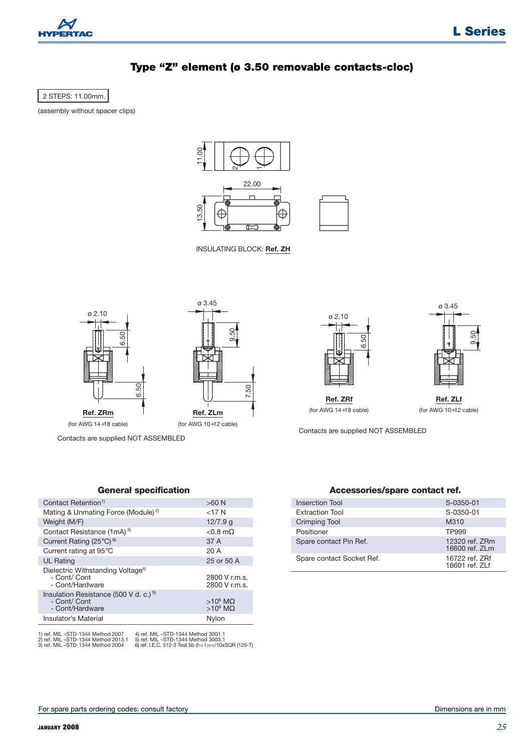# Type "Z" element (ø 3.50 removable contacts-cloc)

2 STEPS: 11.00mm.

(assembly without spacer clips)

INSULATING BLOCK: **Ref. ZH**

**Ref. ZRm**

(for AWG 14÷18 cable)

**Ref. ZLm**

(for AWG 10÷12 cable)

Contacts are supplied NOT ASSEMBLED

**Ref. ZRf**

(for AWG 14÷18 cable)

**Ref. ZLf**

(for AWG 10÷12 cable)

Contacts are supplied NOT ASSEMBLED

## General specification

| | |
|---|---|
| Contact Retention[1] | >60 N |
| Mating & Unmating Force (Module)[2] | <17 N |
| Weight (M/F) | 12/7.9 g |
| Contact Resistance (1mA)[3] | <0.8 mΩ |
| Current Rating (25°C)[6] | 37 A |
| Current rating at 95°C | 20 A |
| UL Rating | 25 or 50 A |
| Dielectric Withstanding Voltage[4]<br>- Cont/ Cont<br>- Cont/Hardware | <br>2800 V r.m.s.<br>2800 V r.m.s. |
| Insulation Resistance (500 V d. c.)[5]<br>- Cont/ Cont<br>- Cont/Hardware | <br>$>10^6$ MΩ<br>$>10^6$ MΩ |
| Insulator's Material | Nylon |

1) ref. MIL –STD-1344 Method 2007
2) ref. MIL –STD-1344 Method 2013.1
3) ref. MIL –STD-1344 Method 2004
4) ref. MIL –STD-1344 Method 3001.1
5) ref. MIL –STD-1344 Method 3003.1
6) ref. I.E.C. 512-3 Test 5b ($I_T = I_{25°C}$/10xSQR (125-T)

## Accessories/spare contact ref.

| | |
|---|---|
| Inserction Tool | S-0350-01 |
| Extraction Tool | S-0350-01 |
| Crimping Tool | M310 |
| Positioner | TP999 |
| Spare contact Pin Ref. | 12320 ref. ZRm<br>16600 ref. ZLm |
| Spare contact Socket Ref. | 16722 ref. ZRf<br>16601 ref. ZLf |

For spare parts ordering codes: consult factory

Dimensions are in mm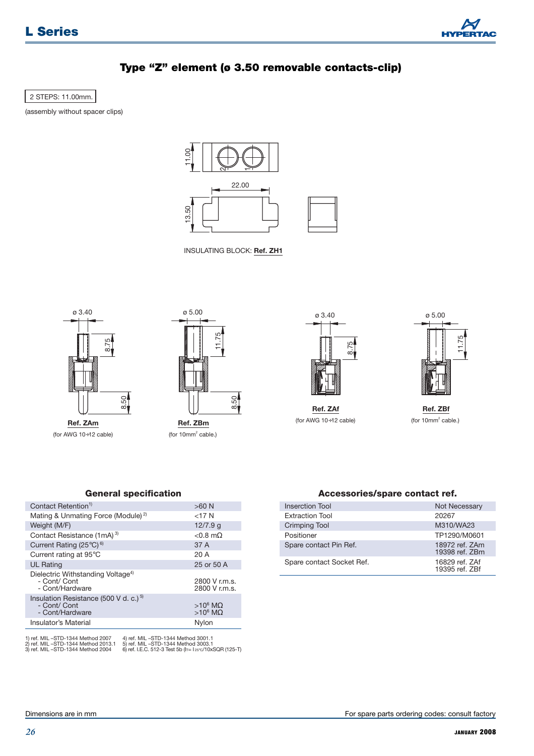## Type "Z" element (ø 3.50 removable contacts-clip)

2 STEPS: 11.00mm.

(assembly without spacer clips)

11.00

22.00

13.50

INSULATING BLOCK: **Ref. ZH1**

ø 3.40 — 8.75 — 8.50

**Ref. ZAm**

(for AWG 10÷12 cable)

ø 5.00 — 11.75 — 8.50

**Ref. ZBm**

(for 10mm² cable.)

ø 3.40 — 8.75

**Ref. ZAf**

(for AWG 10÷12 cable)

ø 5.00 — 11.75

**Ref. ZBf**

(for 10mm² cable.)

### General specification

| | |
|---|---|
| Contact Retention[1] | >60 N |
| Mating & Unmating Force (Module) [2] | <17 N |
| Weight (M/F) | 12/7.9 g |
| Contact Resistance (1mA) [3] | <0.8 mΩ |
| Current Rating (25°C) [6] | 37 A |
| Current rating at 95°C | 20 A |
| UL Rating | 25 or 50 A |
| Dielectric Withstanding Voltage[4]<br>- Cont/ Cont<br>- Cont/Hardware | <br>2800 V r.m.s.<br>2800 V r.m.s. |
| Insulation Resistance (500 V d. c.) [5]<br>- Cont/ Cont<br>- Cont/Hardware | <br>$>10^6$ MΩ<br>$>10^6$ MΩ |
| Insulator's Material | Nylon |

1) ref. MIL –STD-1344 Method 2007
2) ref. MIL –STD-1344 Method 2013.1
3) ref. MIL –STD-1344 Method 2004
4) ref. MIL –STD-1344 Method 3001.1
5) ref. MIL –STD-1344 Method 3003.1
6) ref. I.E.C. 512-3 Test 5b ($I_T = I_{25°C}/10x\text{SQR}(125\text{-}T)$)

### Accessories/spare contact ref.

| | |
|---|---|
| Inserction Tool | Not Necessary |
| Extraction Tool | 20267 |
| Crimping Tool | M310/WA23 |
| Positioner | TP1290/M0601 |
| Spare contact Pin Ref. | 18972 ref. ZAm<br>19398 ref. ZBm |
| Spare contact Socket Ref. | 16829 ref. ZAf<br>19395 ref. ZBf |

Dimensions are in mm

For spare parts ordering codes: consult factory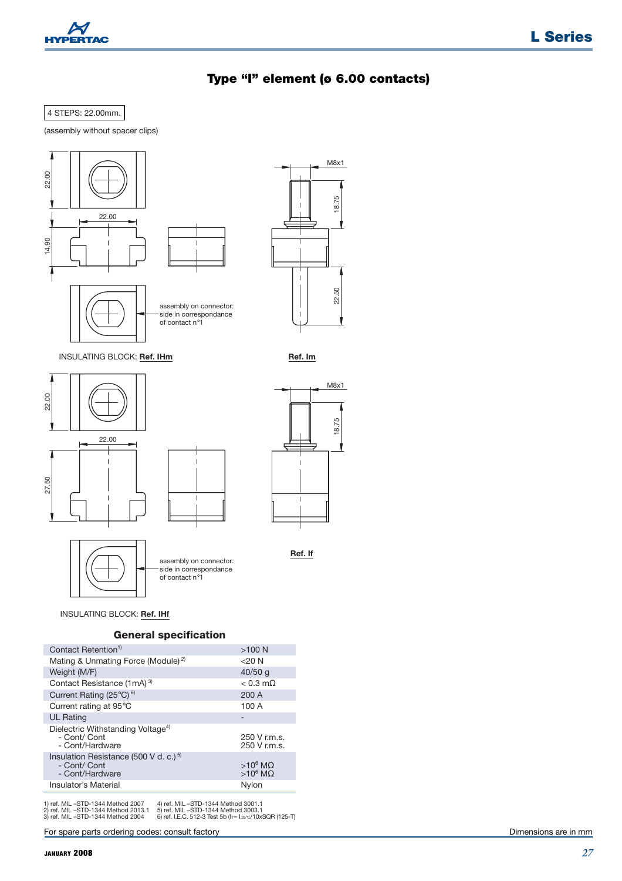# Type "I" element (ø 6.00 contacts)

4 STEPS: 22.00mm.

(assembly without spacer clips)

22.00

22.00

14.90

M8x1

18.75

22.50

assembly on connector: side in correspondance of contact n°1

INSULATING BLOCK: **Ref. IHm**

**Ref. Im**

22.00

22.00

27.50

M8x1

18.75

assembly on connector: side in correspondance of contact n°1

**Ref. If**

INSULATING BLOCK: **Ref. IHf**

## General specification

| | |
|---|---|
| Contact Retention[1] | >100 N |
| Mating & Unmating Force (Module)[2] | <20 N |
| Weight (M/F) | 40/50 g |
| Contact Resistance (1mA)[3] | < 0.3 mΩ |
| Current Rating (25°C)[6] | 200 A |
| Current rating at 95°C | 100 A |
| UL Rating | - |
| Dielectric Withstanding Voltage[4]<br>- Cont/ Cont<br>- Cont/Hardware | <br>250 V r.m.s.<br>250 V r.m.s. |
| Insulation Resistance (500 V d. c.)[5]<br>- Cont/ Cont<br>- Cont/Hardware | <br>$>10^6$ MΩ<br>$>10^6$ MΩ |
| Insulator's Material | Nylon |

1) ref. MIL –STD-1344 Method 2007
2) ref. MIL –STD-1344 Method 2013.1
3) ref. MIL –STD-1344 Method 2004
4) ref. MIL –STD-1344 Method 3001.1
5) ref. MIL –STD-1344 Method 3003.1
6) ref. I.E.C. 512-3 Test 5b ($I_T = I_{25°C}/10xSQR(125-T)$)

For spare parts ordering codes: consult factory

Dimensions are in mm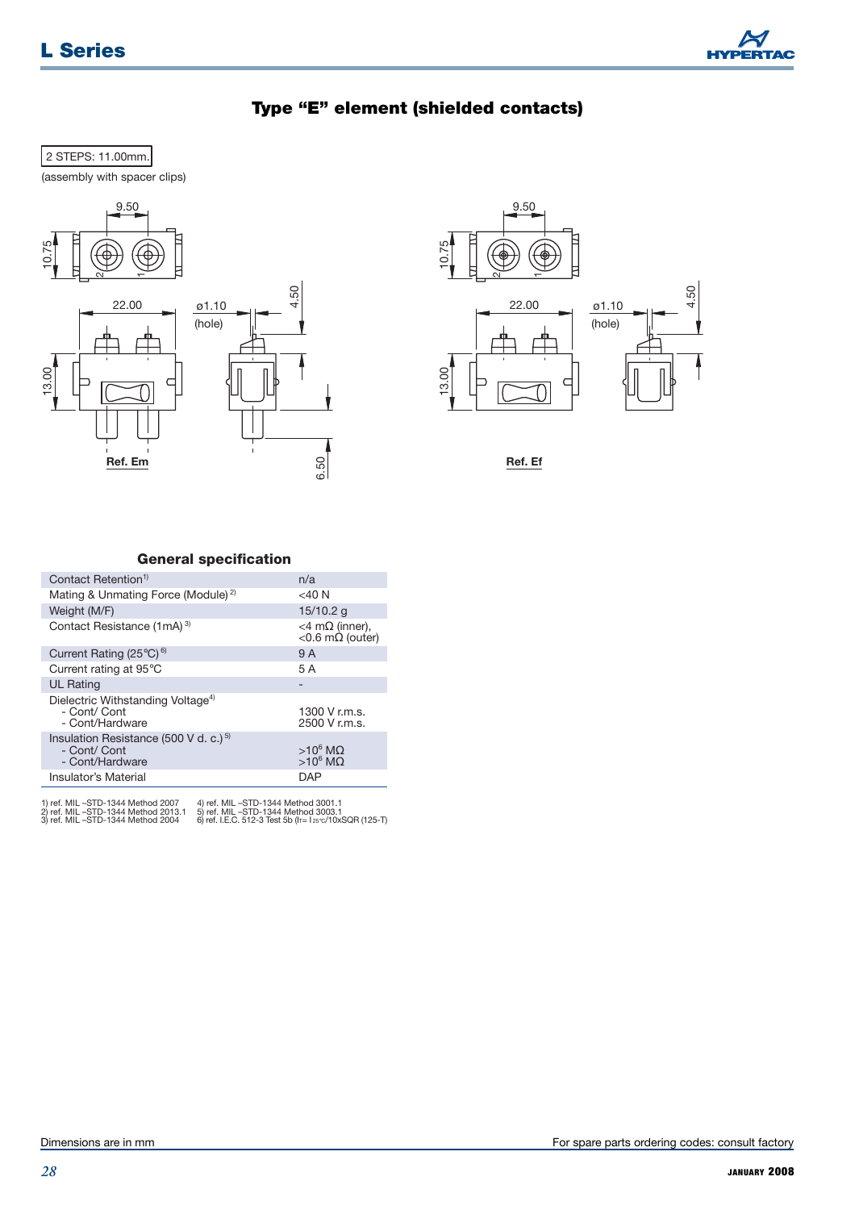## Type "E" element (shielded contacts)

2 STEPS: 11.00mm.

(assembly with spacer clips)

9.50

10.75

22.00

ø1.10 (hole)

4.50

13.00

6.50

**Ref. Em**

**Ref. Ef**

### General specification

| | |
|---|---|
| Contact Retention[1] | n/a |
| Mating & Unmating Force (Module)[2] | <40 N |
| Weight (M/F) | 15/10.2 g |
| Contact Resistance (1mA)[3] | <4 mΩ (inner), <0.6 mΩ (outer) |
| Current Rating (25°C)[6] | 9 A |
| Current rating at 95°C | 5 A |
| UL Rating | - |
| Dielectric Withstanding Voltage[4] - Cont/ Cont - Cont/Hardware | 1300 V r.m.s. 2500 V r.m.s. |
| Insulation Resistance (500 V d. c.)[5] - Cont/ Cont - Cont/Hardware | $>10^6$ MΩ $>10^6$ MΩ |
| Insulator's Material | DAP |

1) ref. MIL –STD-1344 Method 2007
2) ref. MIL –STD-1344 Method 2013.1
3) ref. MIL –STD-1344 Method 2004
4) ref. MIL –STD-1344 Method 3001.1
5) ref. MIL –STD-1344 Method 3003.1
6) ref. I.E.C. 512-3 Test 5b ($I_T = I_{25°C}/10x$SQR (125-T)

Dimensions are in mm

For spare parts ordering codes: consult factory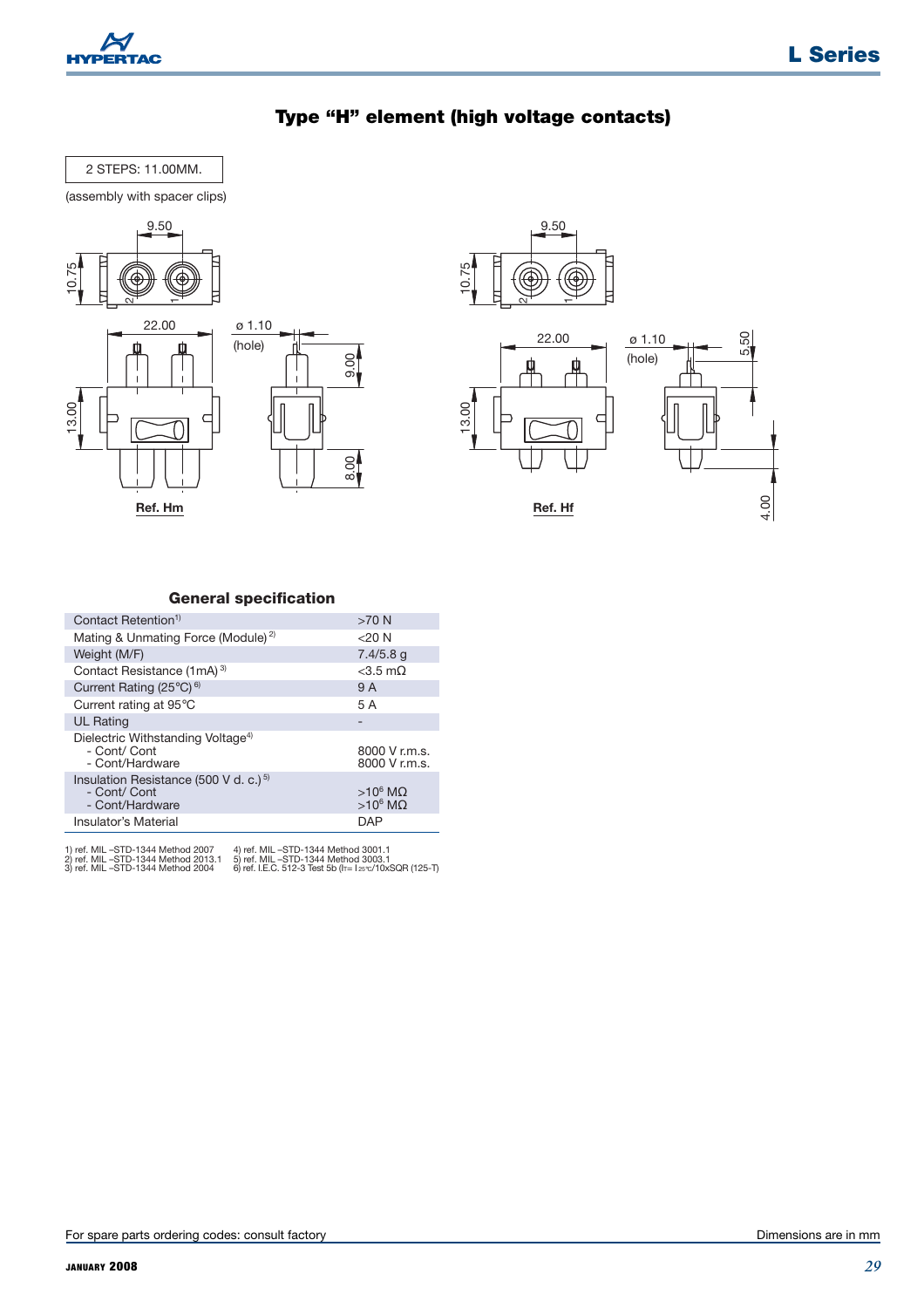# Type "H" element (high voltage contacts)

2 STEPS: 11.00MM.

(assembly with spacer clips)

9.50

10.75

22.00

ø 1.10

(hole)

9.00

13.00

8.00

Ref. Hm

9.50

10.75

22.00

ø 1.10

(hole)

5.50

13.00

4.00

Ref. Hf

## General specification

| | |
|---|---|
| Contact Retention[1] | >70 N |
| Mating & Unmating Force (Module)[2] | <20 N |
| Weight (M/F) | 7.4/5.8 g |
| Contact Resistance (1mA)[3] | <3.5 mΩ |
| Current Rating (25°C)[6] | 9 A |
| Current rating at 95°C | 5 A |
| UL Rating | - |
| Dielectric Withstanding Voltage[4]<br>- Cont/ Cont<br>- Cont/Hardware | <br>8000 V r.m.s.<br>8000 V r.m.s. |
| Insulation Resistance (500 V d. c.)[5]<br>- Cont/ Cont<br>- Cont/Hardware | <br>$>10^6$ MΩ<br>$>10^6$ MΩ |
| Insulator's Material | DAP |

1) ref. MIL –STD-1344 Method 2007
2) ref. MIL –STD-1344 Method 2013.1
3) ref. MIL –STD-1344 Method 2004
4) ref. MIL –STD-1344 Method 3001.1
5) ref. MIL –STD-1344 Method 3003.1
6) ref. I.E.C. 512-3 Test 5b ($I_T$= $I_{25°C}$/10xSQR (125-T)

For spare parts ordering codes: consult factory

Dimensions are in mm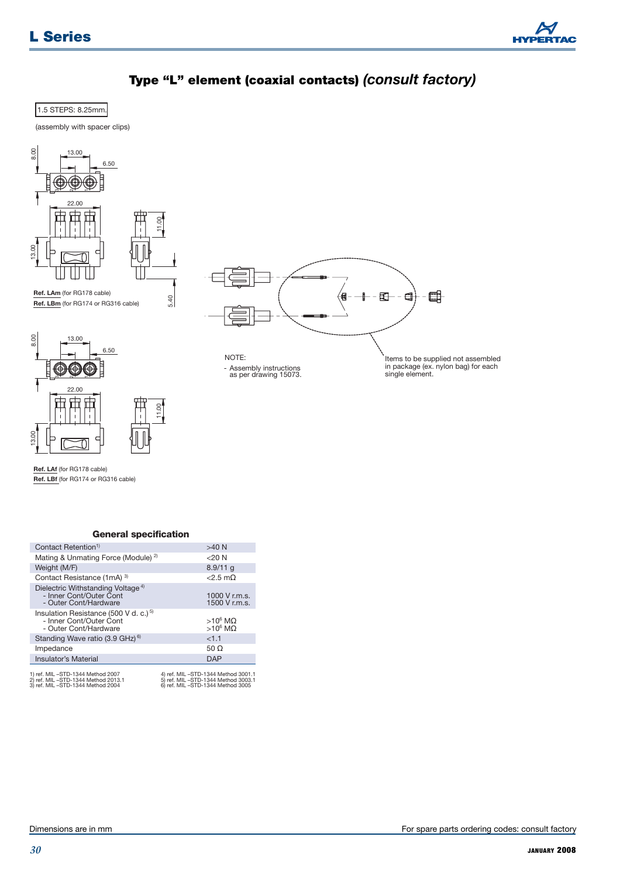# Type "L" element (coaxial contacts) *(consult factory)*

1.5 STEPS: 8.25mm.

(assembly with spacer clips)

**Ref. LAm** (for RG178 cable)
**Ref. LBm** (for RG174 or RG316 cable)

**Ref. LAf** (for RG178 cable)
**Ref. LBf** (for RG174 or RG316 cable)

NOTE:
- Assembly instructions as per drawing 15073.

Items to be supplied not assembled in package (ex. nylon bag) for each single element.

### General specification

| | |
|---|---|
| Contact Retention[1] | >40 N |
| Mating & Unmating Force (Module) [2] | <20 N |
| Weight (M/F) | 8.9/11 g |
| Contact Resistance (1mA) [3] | <2.5 mΩ |
| Dielectric Withstanding Voltage [4]<br>- Inner Cont/Outer Cont<br>- Outer Cont/Hardware | <br>1000 V r.m.s.<br>1500 V r.m.s. |
| Insulation Resistance (500 V d. c.) [5]<br>- Inner Cont/Outer Cont<br>- Outer Cont/Hardware | <br>$>10^6$ MΩ<br>$>10^6$ MΩ |
| Standing Wave ratio (3.9 GHz) [6] | <1.1 |
| Impedance | 50 Ω |
| Insulator's Material | DAP |

1) ref. MIL –STD-1344 Method 2007
2) ref. MIL –STD-1344 Method 2013.1
3) ref. MIL –STD-1344 Method 2004
4) ref. MIL –STD-1344 Method 3001.1
5) ref. MIL –STD-1344 Method 3003.1
6) ref. MIL –STD-1344 Method 3005

Dimensions are in mm

For spare parts ordering codes: consult factory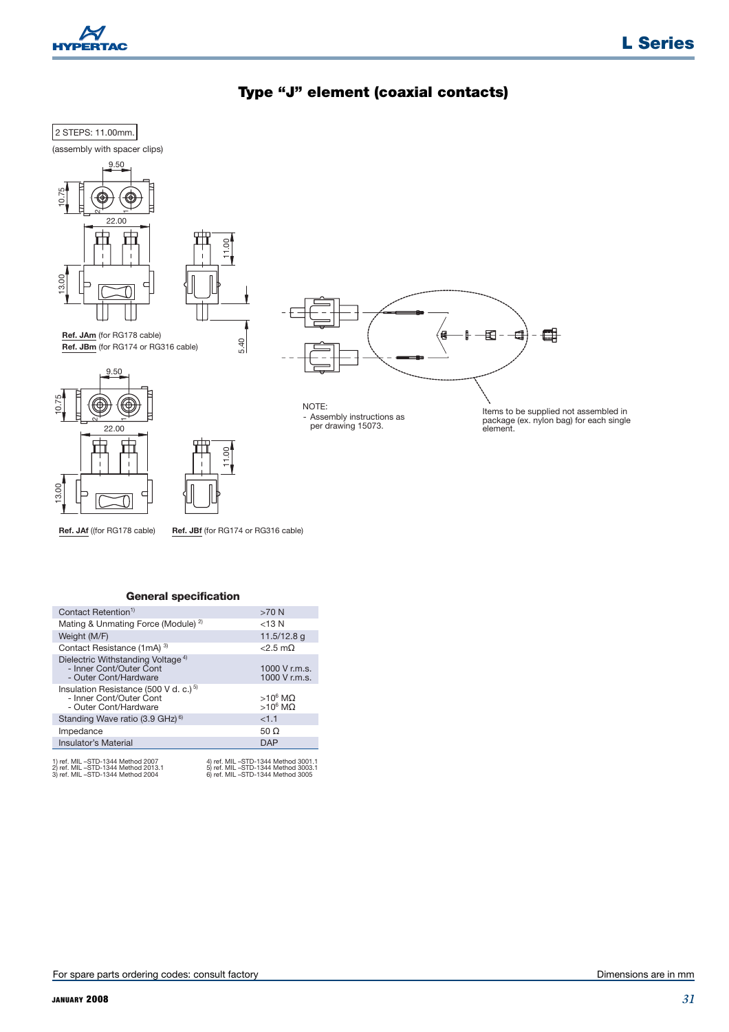# Type "J" element (coaxial contacts)

2 STEPS: 11.00mm.

(assembly with spacer clips)

**Ref. JAm** (for RG178 cable)
**Ref. JBm** (for RG174 or RG316 cable)

**Ref. JAf** ((for RG178 cable) **Ref. JBf** (for RG174 or RG316 cable)

NOTE:
- Assembly instructions as per drawing 15073.

Items to be supplied not assembled in package (ex. nylon bag) for each single element.

## General specification

| | |
|---|---|
| Contact Retention[1] | >70 N |
| Mating & Unmating Force (Module) [2] | <13 N |
| Weight (M/F) | 11.5/12.8 g |
| Contact Resistance (1mA) [3] | <2.5 mΩ |
| Dielectric Withstanding Voltage [4]<br>- Inner Cont/Outer Cont<br>- Outer Cont/Hardware | <br>1000 V r.m.s.<br>1000 V r.m.s. |
| Insulation Resistance (500 V d. c.) [5]<br>- Inner Cont/Outer Cont<br>- Outer Cont/Hardware | <br>$>10^6$ MΩ<br>$>10^6$ MΩ |
| Standing Wave ratio (3.9 GHz) [6] | <1.1 |
| Impedance | 50 Ω |
| Insulator's Material | DAP |

1) ref. MIL –STD-1344 Method 2007
2) ref. MIL –STD-1344 Method 2013.1
3) ref. MIL –STD-1344 Method 2004
4) ref. MIL –STD-1344 Method 3001.1
5) ref. MIL –STD-1344 Method 3003.1
6) ref. MIL –STD-1344 Method 3005

For spare parts ordering codes: consult factory

Dimensions are in mm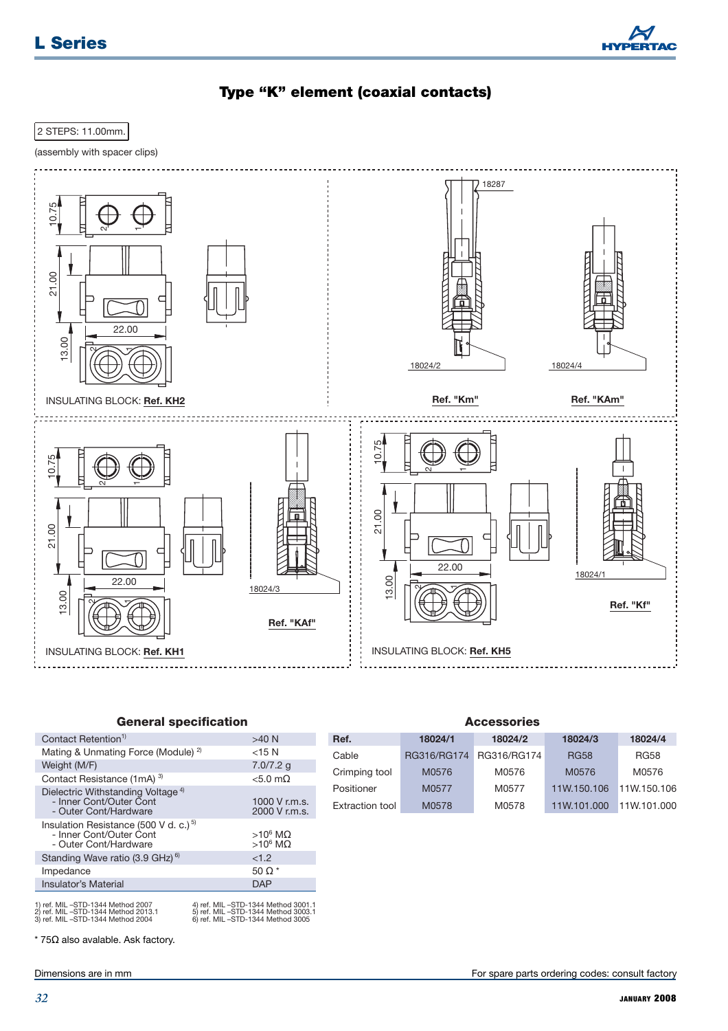## Type "K" element (coaxial contacts)

2 STEPS: 11.00mm.

(assembly with spacer clips)

10.75

21.00

22.00

13.00

INSULATING BLOCK: **Ref. KH2**

18287

18024/2

18024/4

**Ref. "Km"**

**Ref. "KAm"**

10.75

21.00

22.00

13.00

18024/3

**Ref. "KAf"**

INSULATING BLOCK: **Ref. KH1**

10.75

21.00

22.00

13.00

18024/1

**Ref. "Kf"**

INSULATING BLOCK: **Ref. KH5**

### General specification

| | |
|---|---|
| Contact Retention[1] | >40 N |
| Mating & Unmating Force (Module) [2] | <15 N |
| Weight (M/F) | 7.0/7.2 g |
| Contact Resistance (1mA) [3] | <5.0 mΩ |
| Dielectric Withstanding Voltage [4]<br>- Inner Cont/Outer Cont<br>- Outer Cont/Hardware | <br>1000 V r.m.s.<br>2000 V r.m.s. |
| Insulation Resistance (500 V d. c.) [5]<br>- Inner Cont/Outer Cont<br>- Outer Cont/Hardware | <br>$>10^6$ MΩ<br>$>10^6$ MΩ |
| Standing Wave ratio (3.9 GHz) [6] | <1.2 |
| Impedance | 50 Ω * |
| Insulator's Material | DAP |

1) ref. MIL –STD-1344 Method 2007
2) ref. MIL –STD-1344 Method 2013.1
3) ref. MIL –STD-1344 Method 2004
4) ref. MIL –STD-1344 Method 3001.1
5) ref. MIL –STD-1344 Method 3003.1
6) ref. MIL –STD-1344 Method 3005

\* 75Ω also avalable. Ask factory.

### Accessories

| Ref. | 18024/1 | 18024/2 | 18024/3 | 18024/4 |
|---|---|---|---|---|
| Cable | RG316/RG174 | RG316/RG174 | RG58 | RG58 |
| Crimping tool | M0576 | M0576 | M0576 | M0576 |
| Positioner | M0577 | M0577 | 11W.150.106 | 11W.150.106 |
| Extraction tool | M0578 | M0578 | 11W.101.000 | 11W.101.000 |

Dimensions are in mm

For spare parts ordering codes: consult factory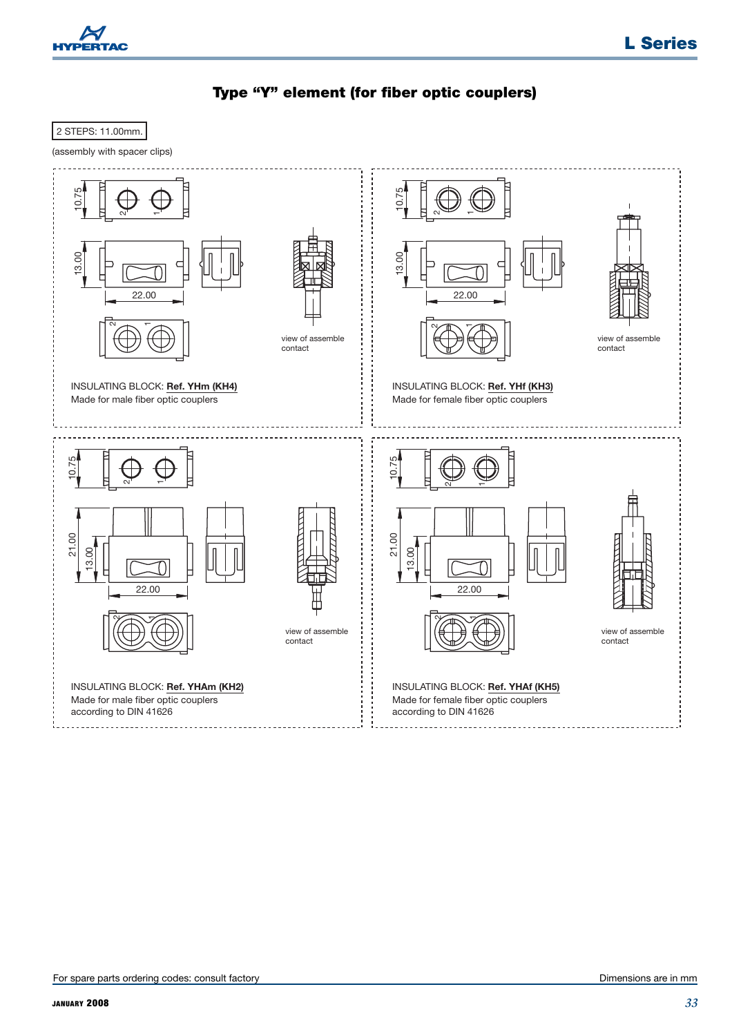# Type "Y" element (for fiber optic couplers)

2 STEPS: 11.00mm.

(assembly with spacer clips)

10.75

13.00

22.00

view of assemble contact

INSULATING BLOCK: **Ref. YHm (KH4)**
Made for male fiber optic couplers

10.75

13.00

22.00

view of assemble contact

INSULATING BLOCK: **Ref. YHf (KH3)**
Made for female fiber optic couplers

10.75

21.00

13.00

22.00

view of assemble contact

INSULATING BLOCK: **Ref. YHAm (KH2)**
Made for male fiber optic couplers
according to DIN 41626

10.75

21.00

13.00

22.00

view of assemble contact

INSULATING BLOCK: **Ref. YHAf (KH5)**
Made for female fiber optic couplers
according to DIN 41626

For spare parts ordering codes: consult factory

Dimensions are in mm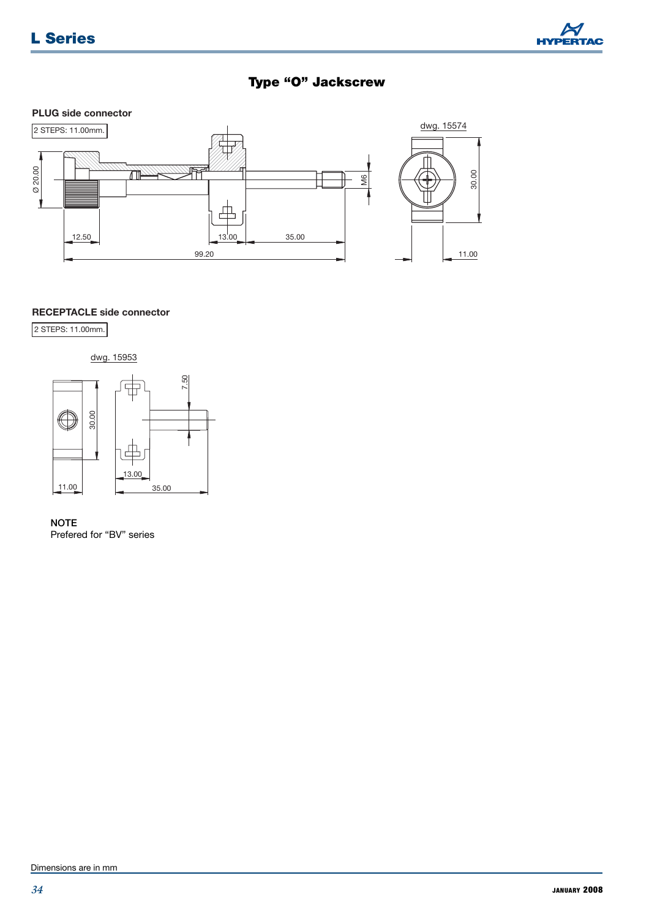# Type "O" Jackscrew

**PLUG side connector**

2 STEPS: 11.00mm.

dwg. 15574

Ø 20.00

M6

30.00

12.50

13.00

35.00

99.20

11.00

**RECEPTACLE side connector**

2 STEPS: 11.00mm.

dwg. 15953

7.50

30.00

13.00

11.00

35.00

**NOTE**
Prefered for "BV" series

Dimensions are in mm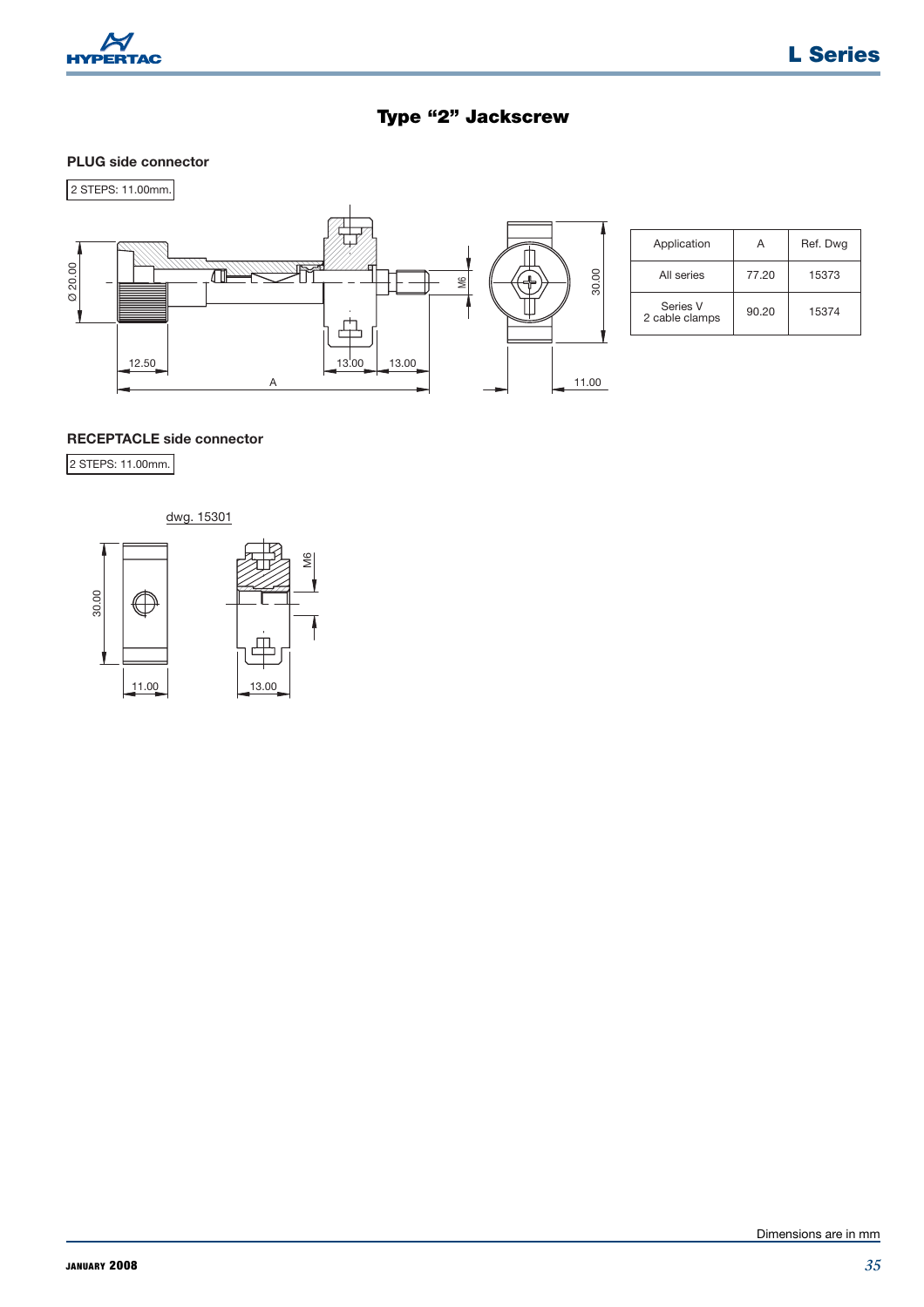# Type "2" Jackscrew

### PLUG side connector

2 STEPS: 11.00mm.

| Application | A | Ref. Dwg |
|---|---|---|
| All series | 77.20 | 15373 |
| Series V 2 cable clamps | 90.20 | 15374 |

### RECEPTACLE side connector

2 STEPS: 11.00mm.

dwg. 15301

Dimensions are in mm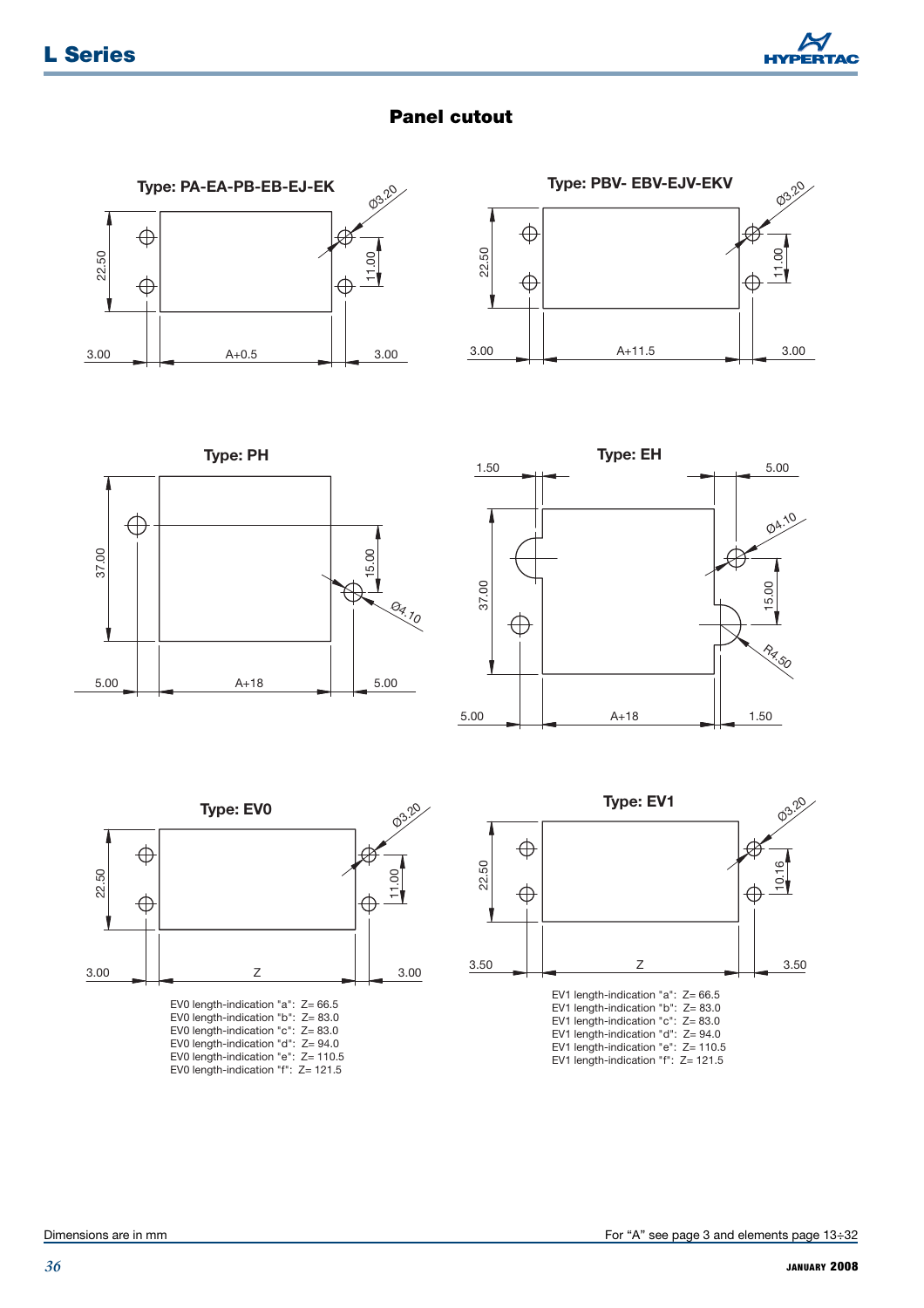# Panel cutout

### Type: PA-EA-PB-EB-EJ-EK

Ø3.20

22.50

11.00

3.00 A+0.5 3.00

### Type: PBV- EBV-EJV-EKV

Ø3.20

22.50

11.00

3.00 A+11.5 3.00

### Type: PH

37.00

15.00

Ø4.10

5.00 A+18 5.00

### Type: EH

1.50 5.00

Ø4.10

37.00

15.00

R4.50

5.00 A+18 1.50

### Type: EV0

Ø3.20

22.50

11.00

3.00 Z 3.00

EV0 length-indication "a": Z= 66.5
EV0 length-indication "b": Z= 83.0
EV0 length-indication "c": Z= 83.0
EV0 length-indication "d": Z= 94.0
EV0 length-indication "e": Z= 110.5
EV0 length-indication "f": Z= 121.5

### Type: EV1

Ø3.20

22.50

10.16

3.50 Z 3.50

EV1 length-indication "a": Z= 66.5
EV1 length-indication "b": Z= 83.0
EV1 length-indication "c": Z= 83.0
EV1 length-indication "d": Z= 94.0
EV1 length-indication "e": Z= 110.5
EV1 length-indication "f": Z= 121.5

Dimensions are in mm

For "A" see page 3 and elements page 13÷32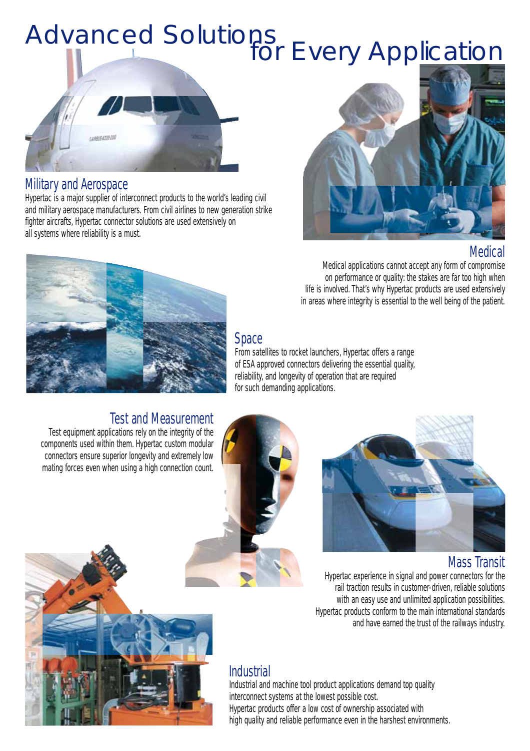# Advanced Solutions for Every Application

## Military and Aerospace

Hypertac is a major supplier of interconnect products to the world's leading civil and military aerospace manufacturers. From civil airlines to new generation strike fighter aircrafts, Hypertac connector solutions are used extensively on all systems where reliability is a must.

## Medical

Medical applications cannot accept any form of compromise on performance or quality: the stakes are far too high when life is involved. That's why Hypertac products are used extensively in areas where integrity is essential to the well being of the patient.

## Space

From satellites to rocket launchers, Hypertac offers a range of ESA approved connectors delivering the essential quality, reliability, and longevity of operation that are required for such demanding applications.

## Test and Measurement

Test equipment applications rely on the integrity of the components used within them. Hypertac custom modular connectors ensure superior longevity and extremely low mating forces even when using a high connection count.

## Mass Transit

Hypertac experience in signal and power connectors for the rail traction results in customer-driven, reliable solutions with an easy use and unlimited application possibilities. Hypertac products conform to the main international standards and have earned the trust of the railways industry.

## Industrial

Industrial and machine tool product applications demand top quality interconnect systems at the lowest possible cost.
Hypertac products offer a low cost of ownership associated with high quality and reliable performance even in the harshest environments.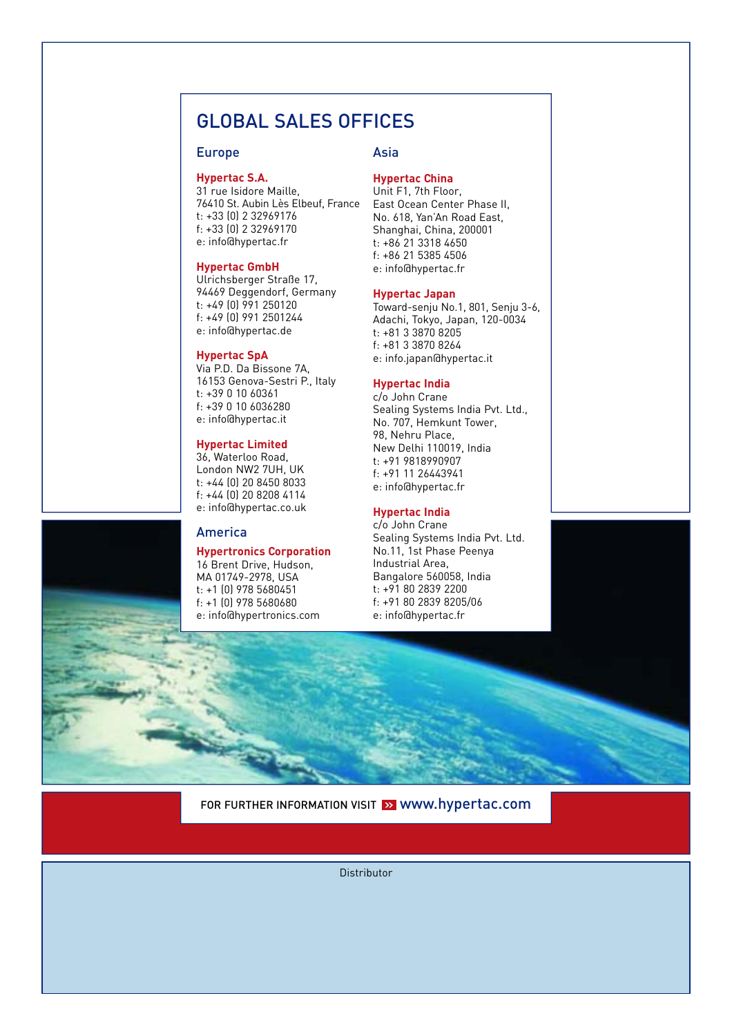# GLOBAL SALES OFFICES

## Europe

**Hypertac S.A.**
31 rue Isidore Maille,
76410 St. Aubin Lès Elbeuf, France
t: +33 (0) 2 32969176
f: +33 (0) 2 32969170
e: info@hypertac.fr

**Hypertac GmbH**
Ulrichsberger Straße 17,
94469 Deggendorf, Germany
t: +49 (0) 991 250120
f: +49 (0) 991 2501244
e: info@hypertac.de

**Hypertac SpA**
Via P.D. Da Bissone 7A,
16153 Genova-Sestri P., Italy
t: +39 0 10 60361
f: +39 0 10 6036280
e: info@hypertac.it

**Hypertac Limited**
36, Waterloo Road,
London NW2 7UH, UK
t: +44 (0) 20 8450 8033
f: +44 (0) 20 8208 4114
e: info@hypertac.co.uk

## America

**Hypertronics Corporation**
16 Brent Drive, Hudson,
MA 01749-2978, USA
t: +1 (0) 978 5680451
f: +1 (0) 978 5680680
e: info@hypertronics.com

## Asia

**Hypertac China**
Unit F1, 7th Floor,
East Ocean Center Phase II,
No. 618, Yan'An Road East,
Shanghai, China, 200001
t: +86 21 3318 4650
f: +86 21 5385 4506
e: info@hypertac.fr

**Hypertac Japan**
Toward-senju No.1, 801, Senju 3-6,
Adachi, Tokyo, Japan, 120-0034
t: +81 3 3870 8205
f: +81 3 3870 8264
e: info.japan@hypertac.it

**Hypertac India**
c/o John Crane
Sealing Systems India Pvt. Ltd.,
No. 707, Hemkunt Tower,
98, Nehru Place,
New Delhi 110019, India
t: +91 9818990907
f: +91 11 26443941
e: info@hypertac.fr

**Hypertac India**
c/o John Crane
Sealing Systems India Pvt. Ltd.
No.11, 1st Phase Peenya
Industrial Area,
Bangalore 560058, India
t: +91 80 2839 2200
f: +91 80 2839 8205/06
e: info@hypertac.fr

FOR FURTHER INFORMATION VISIT » www.hypertac.com

Distributor